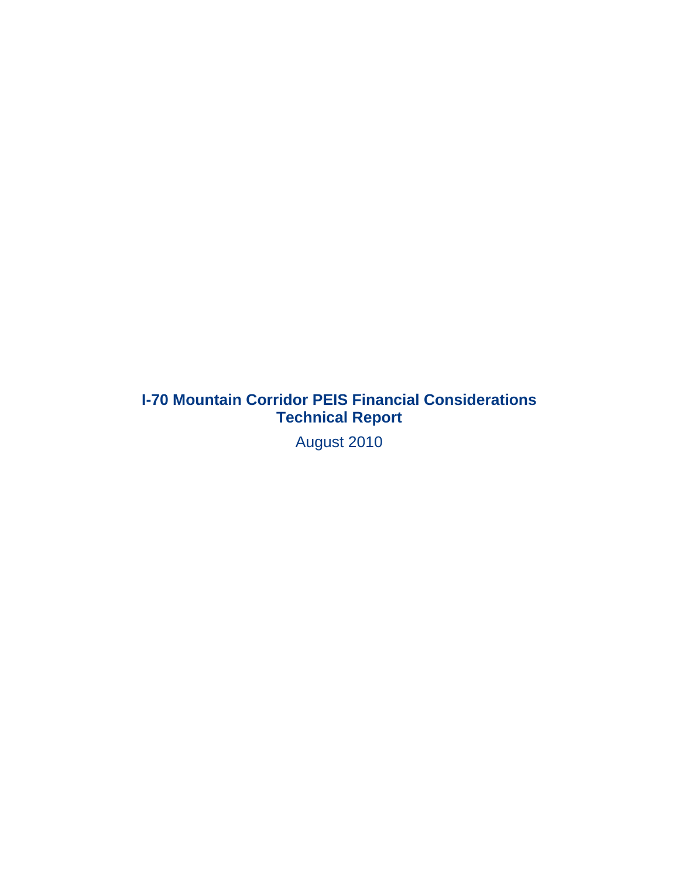# I-70 Mountain Corridor PEIS Financial Considerations Technical Report

August 2010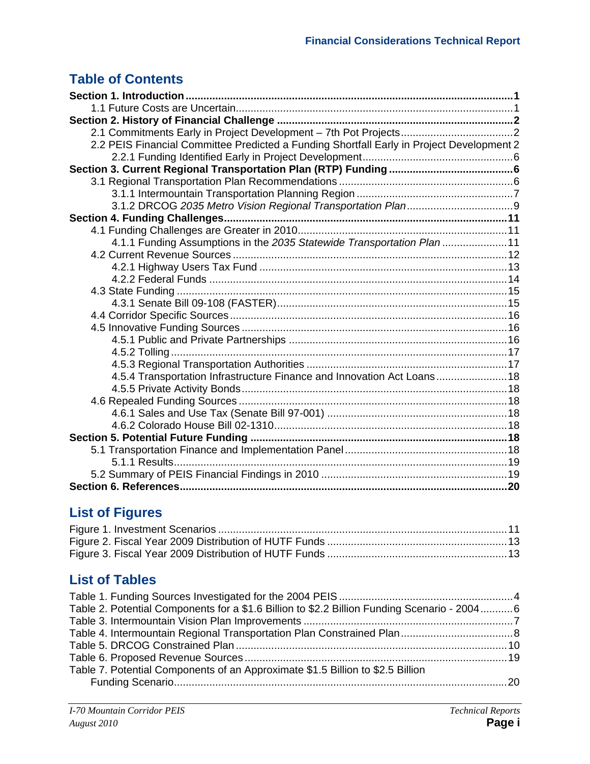# Table of Contents

**Section 1. Introduction** .......... **1**
- 1.1 Future Costs are Uncertain .......... 1

**Section 2. History of Financial Challenge** .......... **2**
- 2.1 Commitments Early in Project Development – 7th Pot Projects .......... 2
- 2.2 PEIS Financial Committee Predicted a Funding Shortfall Early in Project Development .......... 2
  - 2.2.1 Funding Identified Early in Project Development .......... 6

**Section 3. Current Regional Transportation Plan (RTP) Funding** .......... **6**
- 3.1 Regional Transportation Plan Recommendations .......... 6
  - 3.1.1 Intermountain Transportation Planning Region .......... 7
  - 3.1.2 DRCOG *2035 Metro Vision Regional Transportation Plan* .......... 9

**Section 4. Funding Challenges** .......... **11**
- 4.1 Funding Challenges are Greater in 2010 .......... 11
  - 4.1.1 Funding Assumptions in the *2035 Statewide Transportation Plan* .......... 11
- 4.2 Current Revenue Sources .......... 12
  - 4.2.1 Highway Users Tax Fund .......... 13
  - 4.2.2 Federal Funds .......... 14
- 4.3 State Funding .......... 15
  - 4.3.1 Senate Bill 09-108 (FASTER) .......... 15
- 4.4 Corridor Specific Sources .......... 16
- 4.5 Innovative Funding Sources .......... 16
  - 4.5.1 Public and Private Partnerships .......... 16
  - 4.5.2 Tolling .......... 17
  - 4.5.3 Regional Transportation Authorities .......... 17
  - 4.5.4 Transportation Infrastructure Finance and Innovation Act Loans .......... 18
  - 4.5.5 Private Activity Bonds .......... 18
- 4.6 Repealed Funding Sources .......... 18
  - 4.6.1 Sales and Use Tax (Senate Bill 97-001) .......... 18
  - 4.6.2 Colorado House Bill 02-1310 .......... 18

**Section 5. Potential Future Funding** .......... **18**
- 5.1 Transportation Finance and Implementation Panel .......... 18
  - 5.1.1 Results .......... 19
- 5.2 Summary of PEIS Financial Findings in 2010 .......... 19

**Section 6. References** .......... **20**

# List of Figures

Figure 1. Investment Scenarios .......... 11
Figure 2. Fiscal Year 2009 Distribution of HUTF Funds .......... 13
Figure 3. Fiscal Year 2009 Distribution of HUTF Funds .......... 13

# List of Tables

Table 1. Funding Sources Investigated for the 2004 PEIS .......... 4
Table 2. Potential Components for a $1.6 Billion to $2.2 Billion Funding Scenario - 2004 .......... 6
Table 3. Intermountain Vision Plan Improvements .......... 7
Table 4. Intermountain Regional Transportation Plan Constrained Plan .......... 8
Table 5. DRCOG Constrained Plan .......... 10
Table 6. Proposed Revenue Sources .......... 19
Table 7. Potential Components of an Approximate $1.5 Billion to $2.5 Billion Funding Scenario .......... 20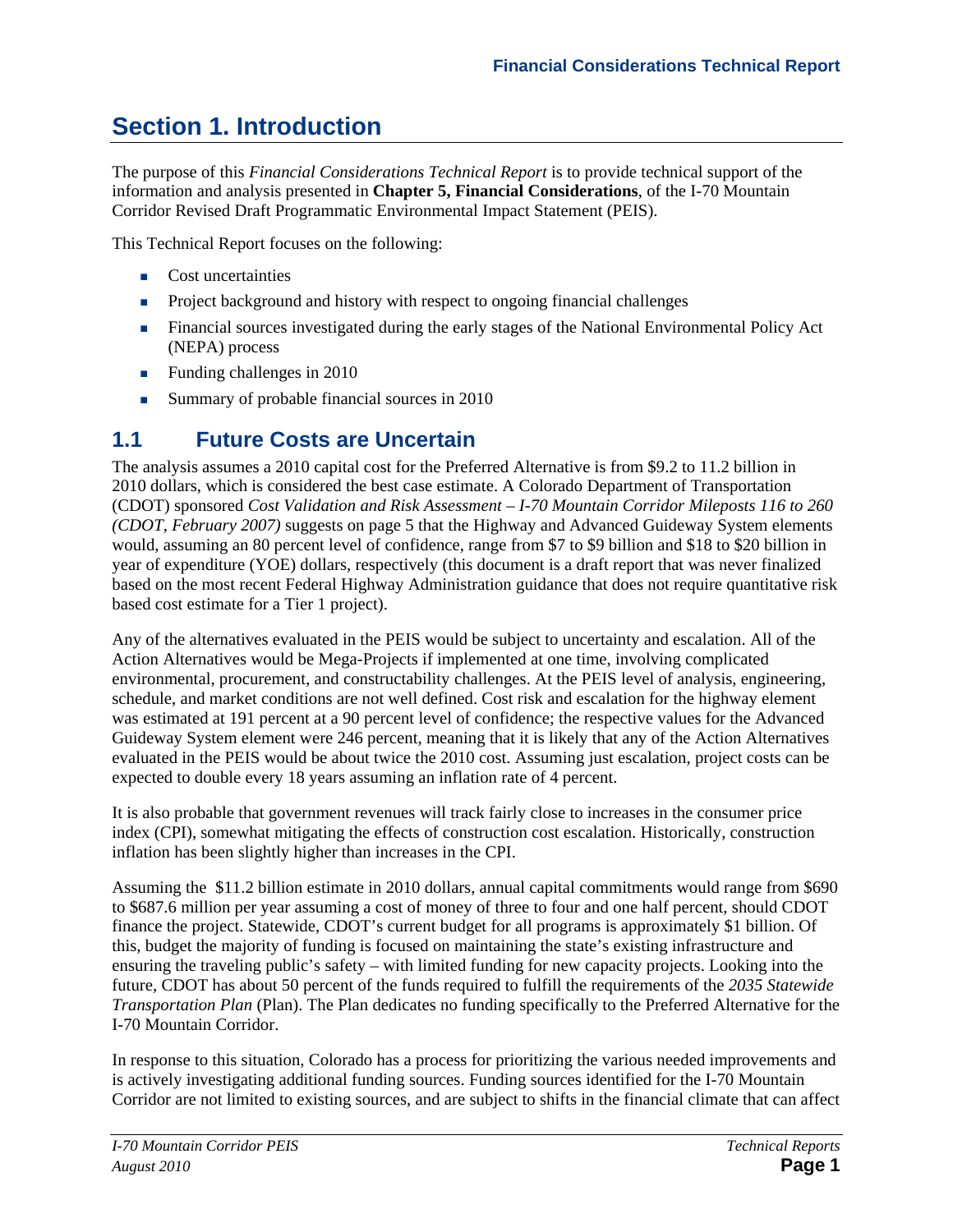# Section 1. Introduction

The purpose of this *Financial Considerations Technical Report* is to provide technical support of the information and analysis presented in **Chapter 5, Financial Considerations**, of the I-70 Mountain Corridor Revised Draft Programmatic Environmental Impact Statement (PEIS).

This Technical Report focuses on the following:

- Cost uncertainties
- Project background and history with respect to ongoing financial challenges
- Financial sources investigated during the early stages of the National Environmental Policy Act (NEPA) process
- Funding challenges in 2010
- Summary of probable financial sources in 2010

## 1.1 Future Costs are Uncertain

The analysis assumes a 2010 capital cost for the Preferred Alternative is from $9.2 to 11.2 billion in 2010 dollars, which is considered the best case estimate. A Colorado Department of Transportation (CDOT) sponsored *Cost Validation and Risk Assessment – I-70 Mountain Corridor Mileposts 116 to 260 (CDOT, February 2007)* suggests on page 5 that the Highway and Advanced Guideway System elements would, assuming an 80 percent level of confidence, range from $7 to $9 billion and $18 to $20 billion in year of expenditure (YOE) dollars, respectively (this document is a draft report that was never finalized based on the most recent Federal Highway Administration guidance that does not require quantitative risk based cost estimate for a Tier 1 project).

Any of the alternatives evaluated in the PEIS would be subject to uncertainty and escalation. All of the Action Alternatives would be Mega-Projects if implemented at one time, involving complicated environmental, procurement, and constructability challenges. At the PEIS level of analysis, engineering, schedule, and market conditions are not well defined. Cost risk and escalation for the highway element was estimated at 191 percent at a 90 percent level of confidence; the respective values for the Advanced Guideway System element were 246 percent, meaning that it is likely that any of the Action Alternatives evaluated in the PEIS would be about twice the 2010 cost. Assuming just escalation, project costs can be expected to double every 18 years assuming an inflation rate of 4 percent.

It is also probable that government revenues will track fairly close to increases in the consumer price index (CPI), somewhat mitigating the effects of construction cost escalation. Historically, construction inflation has been slightly higher than increases in the CPI.

Assuming the $11.2 billion estimate in 2010 dollars, annual capital commitments would range from $690 to $687.6 million per year assuming a cost of money of three to four and one half percent, should CDOT finance the project. Statewide, CDOT's current budget for all programs is approximately $1 billion. Of this, budget the majority of funding is focused on maintaining the state's existing infrastructure and ensuring the traveling public's safety – with limited funding for new capacity projects. Looking into the future, CDOT has about 50 percent of the funds required to fulfill the requirements of the *2035 Statewide Transportation Plan* (Plan). The Plan dedicates no funding specifically to the Preferred Alternative for the I-70 Mountain Corridor.

In response to this situation, Colorado has a process for prioritizing the various needed improvements and is actively investigating additional funding sources. Funding sources identified for the I-70 Mountain Corridor are not limited to existing sources, and are subject to shifts in the financial climate that can affect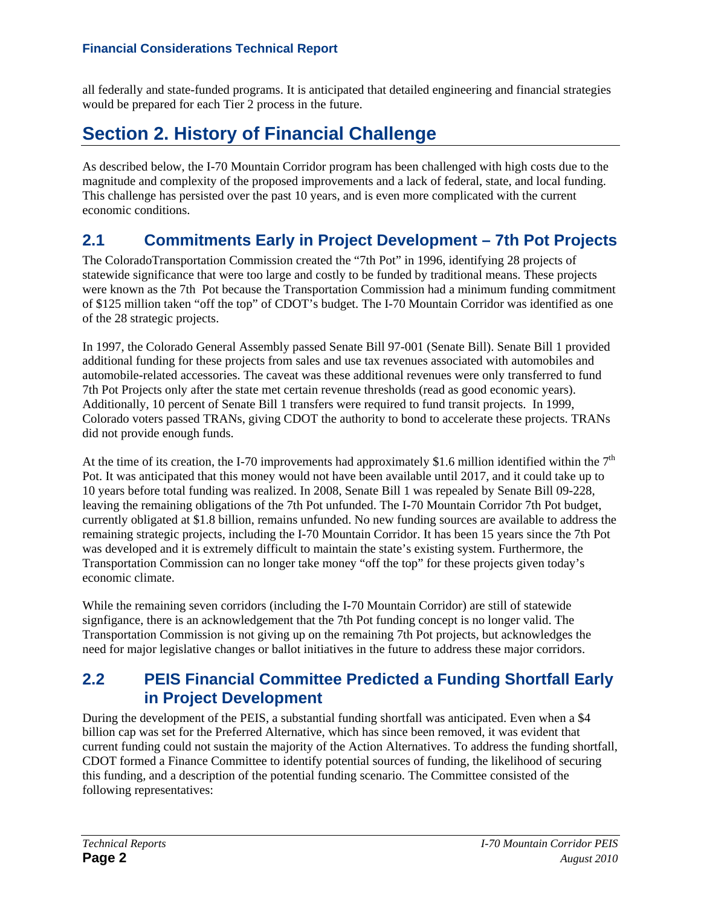all federally and state-funded programs. It is anticipated that detailed engineering and financial strategies would be prepared for each Tier 2 process in the future.

# Section 2. History of Financial Challenge

As described below, the I-70 Mountain Corridor program has been challenged with high costs due to the magnitude and complexity of the proposed improvements and a lack of federal, state, and local funding. This challenge has persisted over the past 10 years, and is even more complicated with the current economic conditions.

## 2.1 Commitments Early in Project Development – 7th Pot Projects

The ColoradoTransportation Commission created the "7th Pot" in 1996, identifying 28 projects of statewide significance that were too large and costly to be funded by traditional means. These projects were known as the 7th Pot because the Transportation Commission had a minimum funding commitment of $125 million taken "off the top" of CDOT's budget. The I-70 Mountain Corridor was identified as one of the 28 strategic projects.

In 1997, the Colorado General Assembly passed Senate Bill 97-001 (Senate Bill). Senate Bill 1 provided additional funding for these projects from sales and use tax revenues associated with automobiles and automobile-related accessories. The caveat was these additional revenues were only transferred to fund 7th Pot Projects only after the state met certain revenue thresholds (read as good economic years). Additionally, 10 percent of Senate Bill 1 transfers were required to fund transit projects. In 1999, Colorado voters passed TRANs, giving CDOT the authority to bond to accelerate these projects. TRANs did not provide enough funds.

At the time of its creation, the I-70 improvements had approximately $1.6 million identified within the 7th Pot. It was anticipated that this money would not have been available until 2017, and it could take up to 10 years before total funding was realized. In 2008, Senate Bill 1 was repealed by Senate Bill 09-228, leaving the remaining obligations of the 7th Pot unfunded. The I-70 Mountain Corridor 7th Pot budget, currently obligated at $1.8 billion, remains unfunded. No new funding sources are available to address the remaining strategic projects, including the I-70 Mountain Corridor. It has been 15 years since the 7th Pot was developed and it is extremely difficult to maintain the state's existing system. Furthermore, the Transportation Commission can no longer take money "off the top" for these projects given today's economic climate.

While the remaining seven corridors (including the I-70 Mountain Corridor) are still of statewide signfigance, there is an acknowledgement that the 7th Pot funding concept is no longer valid. The Transportation Commission is not giving up on the remaining 7th Pot projects, but acknowledges the need for major legislative changes or ballot initiatives in the future to address these major corridors.

## 2.2 PEIS Financial Committee Predicted a Funding Shortfall Early in Project Development

During the development of the PEIS, a substantial funding shortfall was anticipated. Even when a $4 billion cap was set for the Preferred Alternative, which has since been removed, it was evident that current funding could not sustain the majority of the Action Alternatives. To address the funding shortfall, CDOT formed a Finance Committee to identify potential sources of funding, the likelihood of securing this funding, and a description of the potential funding scenario. The Committee consisted of the following representatives: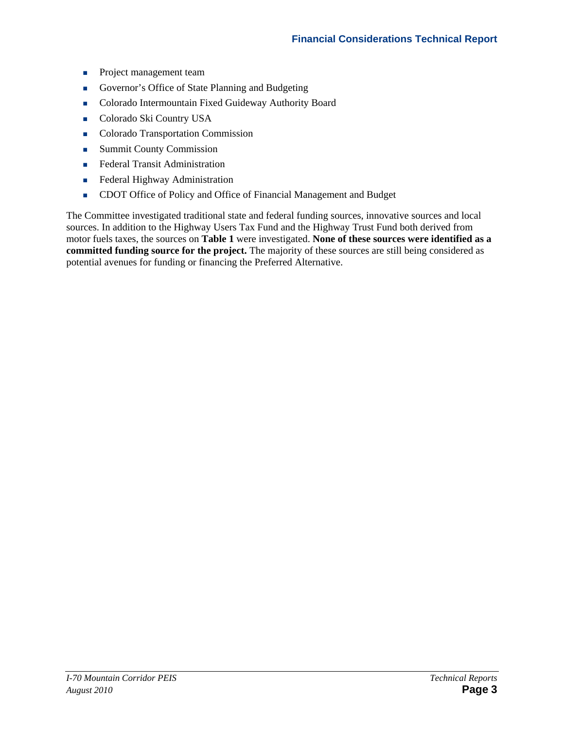- Project management team
- Governor's Office of State Planning and Budgeting
- Colorado Intermountain Fixed Guideway Authority Board
- Colorado Ski Country USA
- Colorado Transportation Commission
- Summit County Commission
- Federal Transit Administration
- Federal Highway Administration
- CDOT Office of Policy and Office of Financial Management and Budget

The Committee investigated traditional state and federal funding sources, innovative sources and local sources. In addition to the Highway Users Tax Fund and the Highway Trust Fund both derived from motor fuels taxes, the sources on **Table 1** were investigated. **None of these sources were identified as a committed funding source for the project.** The majority of these sources are still being considered as potential avenues for funding or financing the Preferred Alternative.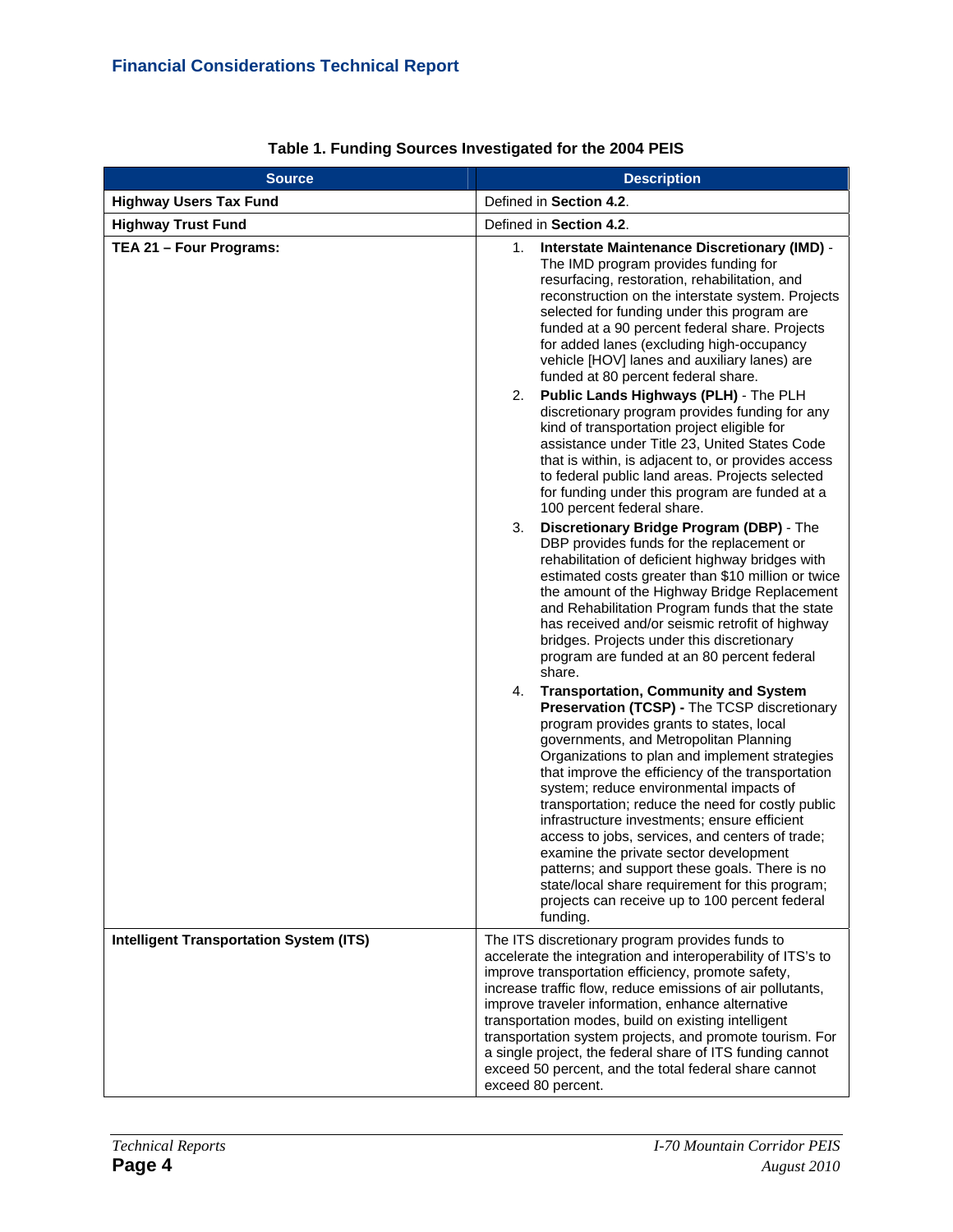**Table 1. Funding Sources Investigated for the 2004 PEIS**

| Source | Description |
|---|---|
| **Highway Users Tax Fund** | Defined in **Section 4.2**. |
| **Highway Trust Fund** | Defined in **Section 4.2**. |
| **TEA 21 – Four Programs:** | 1. **Interstate Maintenance Discretionary (IMD)** - The IMD program provides funding for resurfacing, restoration, rehabilitation, and reconstruction on the interstate system. Projects selected for funding under this program are funded at a 90 percent federal share. Projects for added lanes (excluding high-occupancy vehicle [HOV] lanes and auxiliary lanes) are funded at 80 percent federal share.<br>2. **Public Lands Highways (PLH)** - The PLH discretionary program provides funding for any kind of transportation project eligible for assistance under Title 23, United States Code that is within, is adjacent to, or provides access to federal public land areas. Projects selected for funding under this program are funded at a 100 percent federal share.<br>3. **Discretionary Bridge Program (DBP)** - The DBP provides funds for the replacement or rehabilitation of deficient highway bridges with estimated costs greater than $10 million or twice the amount of the Highway Bridge Replacement and Rehabilitation Program funds that the state has received and/or seismic retrofit of highway bridges. Projects under this discretionary program are funded at an 80 percent federal share.<br>4. **Transportation, Community and System Preservation (TCSP) -** The TCSP discretionary program provides grants to states, local governments, and Metropolitan Planning Organizations to plan and implement strategies that improve the efficiency of the transportation system; reduce environmental impacts of transportation; reduce the need for costly public infrastructure investments; ensure efficient access to jobs, services, and centers of trade; examine the private sector development patterns; and support these goals. There is no state/local share requirement for this program; projects can receive up to 100 percent federal funding. |
| **Intelligent Transportation System (ITS)** | The ITS discretionary program provides funds to accelerate the integration and interoperability of ITS's to improve transportation efficiency, promote safety, increase traffic flow, reduce emissions of air pollutants, improve traveler information, enhance alternative transportation modes, build on existing intelligent transportation system projects, and promote tourism. For a single project, the federal share of ITS funding cannot exceed 50 percent, and the total federal share cannot exceed 80 percent. |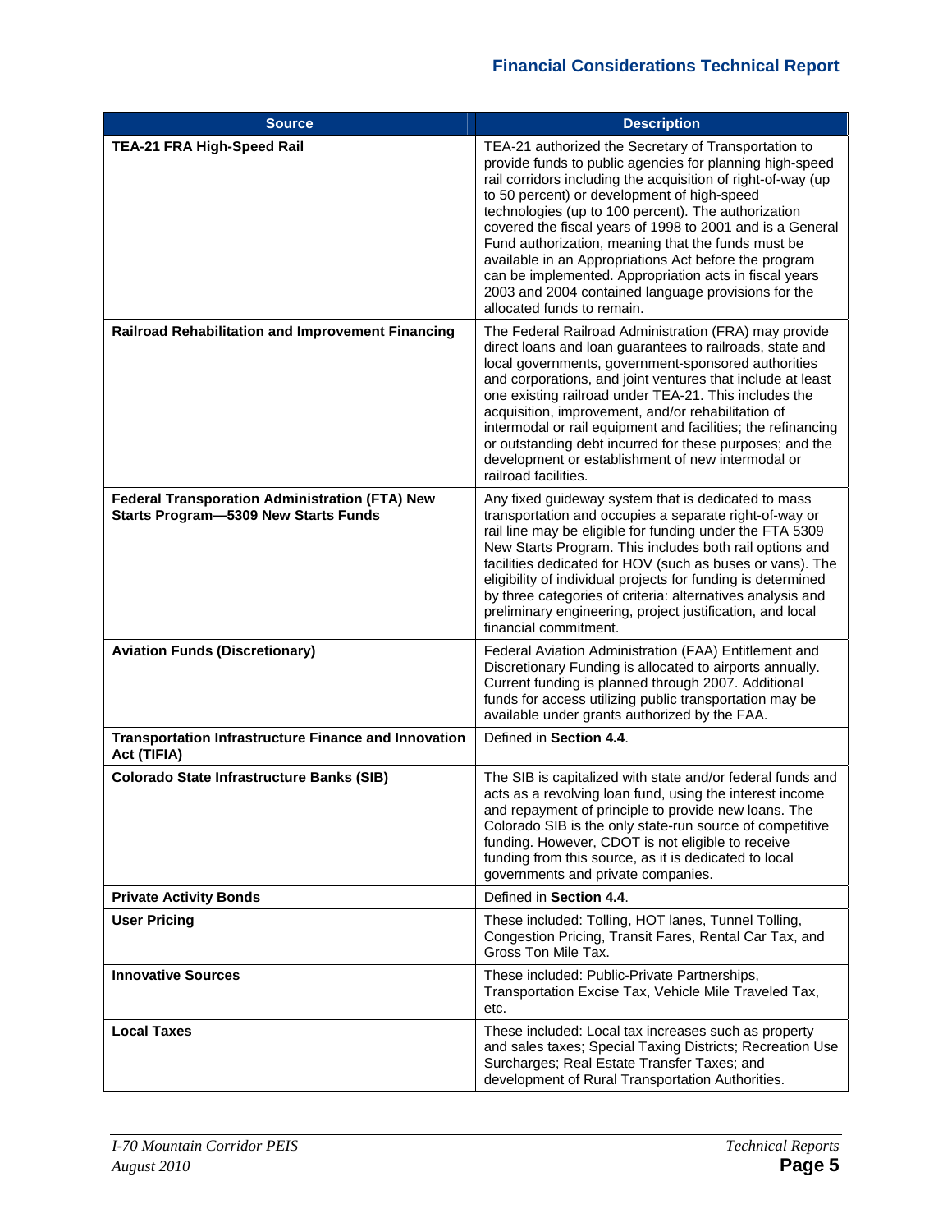| Source | Description |
|---|---|
| **TEA-21 FRA High-Speed Rail** | TEA-21 authorized the Secretary of Transportation to provide funds to public agencies for planning high-speed rail corridors including the acquisition of right-of-way (up to 50 percent) or development of high-speed technologies (up to 100 percent). The authorization covered the fiscal years of 1998 to 2001 and is a General Fund authorization, meaning that the funds must be available in an Appropriations Act before the program can be implemented. Appropriation acts in fiscal years 2003 and 2004 contained language provisions for the allocated funds to remain. |
| **Railroad Rehabilitation and Improvement Financing** | The Federal Railroad Administration (FRA) may provide direct loans and loan guarantees to railroads, state and local governments, government-sponsored authorities and corporations, and joint ventures that include at least one existing railroad under TEA-21. This includes the acquisition, improvement, and/or rehabilitation of intermodal or rail equipment and facilities; the refinancing or outstanding debt incurred for these purposes; and the development or establishment of new intermodal or railroad facilities. |
| **Federal Transporation Administration (FTA) New Starts Program—5309 New Starts Funds** | Any fixed guideway system that is dedicated to mass transportation and occupies a separate right-of-way or rail line may be eligible for funding under the FTA 5309 New Starts Program. This includes both rail options and facilities dedicated for HOV (such as buses or vans). The eligibility of individual projects for funding is determined by three categories of criteria: alternatives analysis and preliminary engineering, project justification, and local financial commitment. |
| **Aviation Funds (Discretionary)** | Federal Aviation Administration (FAA) Entitlement and Discretionary Funding is allocated to airports annually. Current funding is planned through 2007. Additional funds for access utilizing public transportation may be available under grants authorized by the FAA. |
| **Transportation Infrastructure Finance and Innovation Act (TIFIA)** | Defined in **Section 4.4**. |
| **Colorado State Infrastructure Banks (SIB)** | The SIB is capitalized with state and/or federal funds and acts as a revolving loan fund, using the interest income and repayment of principle to provide new loans. The Colorado SIB is the only state-run source of competitive funding. However, CDOT is not eligible to receive funding from this source, as it is dedicated to local governments and private companies. |
| **Private Activity Bonds** | Defined in **Section 4.4**. |
| **User Pricing** | These included: Tolling, HOT lanes, Tunnel Tolling, Congestion Pricing, Transit Fares, Rental Car Tax, and Gross Ton Mile Tax. |
| **Innovative Sources** | These included: Public-Private Partnerships, Transportation Excise Tax, Vehicle Mile Traveled Tax, etc. |
| **Local Taxes** | These included: Local tax increases such as property and sales taxes; Special Taxing Districts; Recreation Use Surcharges; Real Estate Transfer Taxes; and development of Rural Transportation Authorities. |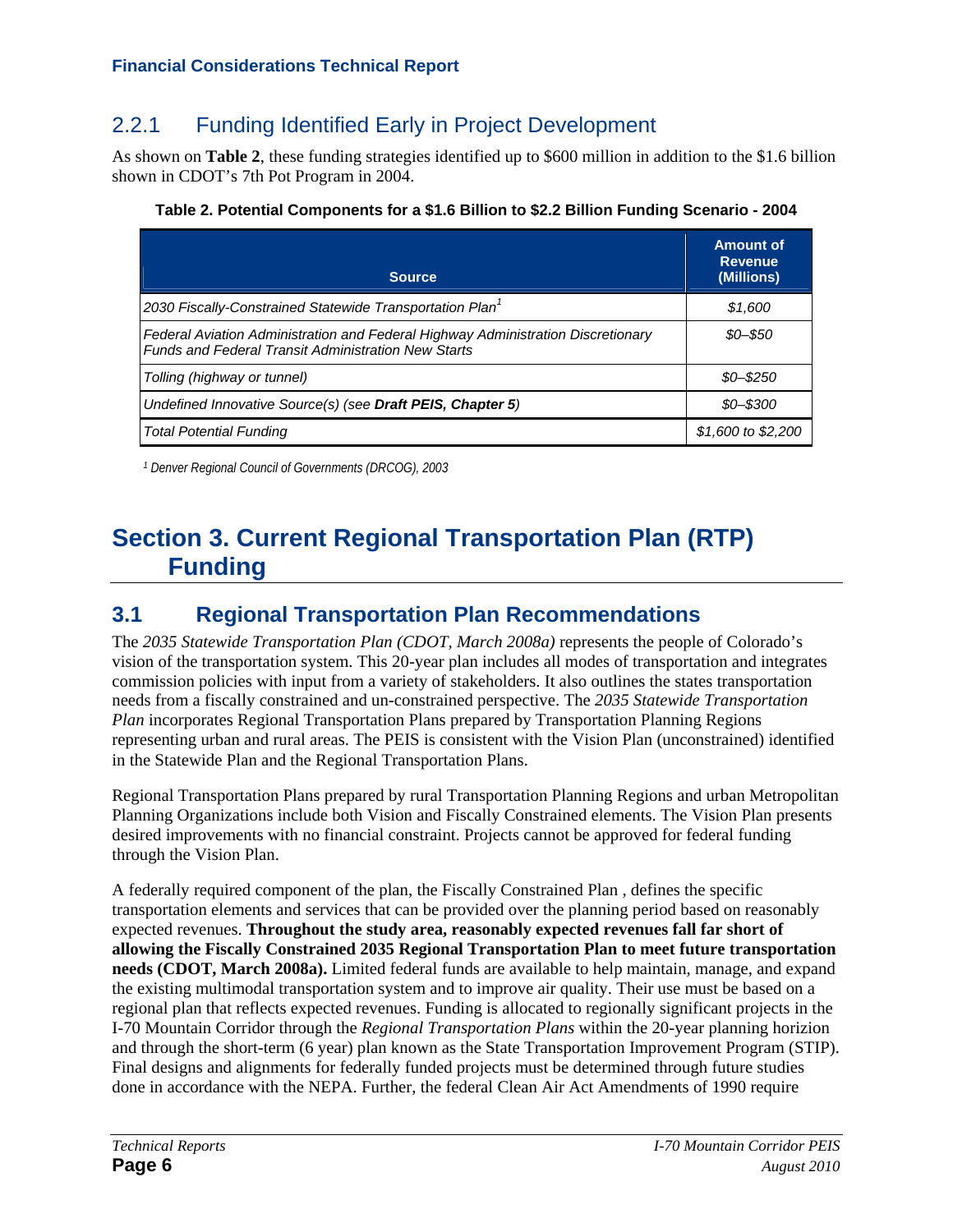### 2.2.1 Funding Identified Early in Project Development

As shown on **Table 2**, these funding strategies identified up to $600 million in addition to the $1.6 billion shown in CDOT's 7th Pot Program in 2004.

**Table 2. Potential Components for a $1.6 Billion to $2.2 Billion Funding Scenario - 2004**

| Source | Amount of Revenue (Millions) |
|---|---|
| *2030 Fiscally-Constrained Statewide Transportation Plan*[1] | *$1,600* |
| *Federal Aviation Administration and Federal Highway Administration Discretionary Funds and Federal Transit Administration New Starts* | *$0–$50* |
| *Tolling (highway or tunnel)* | *$0–$250* |
| *Undefined Innovative Source(s) (see **Draft PEIS, Chapter 5**)* | *$0–$300* |
| *Total Potential Funding* | *$1,600 to $2,200* |

*[1] Denver Regional Council of Governments (DRCOG), 2003*

# Section 3. Current Regional Transportation Plan (RTP) Funding

## 3.1 Regional Transportation Plan Recommendations

The *2035 Statewide Transportation Plan (CDOT, March 2008a)* represents the people of Colorado's vision of the transportation system. This 20-year plan includes all modes of transportation and integrates commission policies with input from a variety of stakeholders. It also outlines the states transportation needs from a fiscally constrained and un-constrained perspective. The *2035 Statewide Transportation Plan* incorporates Regional Transportation Plans prepared by Transportation Planning Regions representing urban and rural areas. The PEIS is consistent with the Vision Plan (unconstrained) identified in the Statewide Plan and the Regional Transportation Plans.

Regional Transportation Plans prepared by rural Transportation Planning Regions and urban Metropolitan Planning Organizations include both Vision and Fiscally Constrained elements. The Vision Plan presents desired improvements with no financial constraint. Projects cannot be approved for federal funding through the Vision Plan.

A federally required component of the plan, the Fiscally Constrained Plan , defines the specific transportation elements and services that can be provided over the planning period based on reasonably expected revenues. **Throughout the study area, reasonably expected revenues fall far short of allowing the Fiscally Constrained 2035 Regional Transportation Plan to meet future transportation needs (CDOT, March 2008a).** Limited federal funds are available to help maintain, manage, and expand the existing multimodal transportation system and to improve air quality. Their use must be based on a regional plan that reflects expected revenues. Funding is allocated to regionally significant projects in the I-70 Mountain Corridor through the *Regional Transportation Plans* within the 20-year planning horizion and through the short-term (6 year) plan known as the State Transportation Improvement Program (STIP). Final designs and alignments for federally funded projects must be determined through future studies done in accordance with the NEPA. Further, the federal Clean Air Act Amendments of 1990 require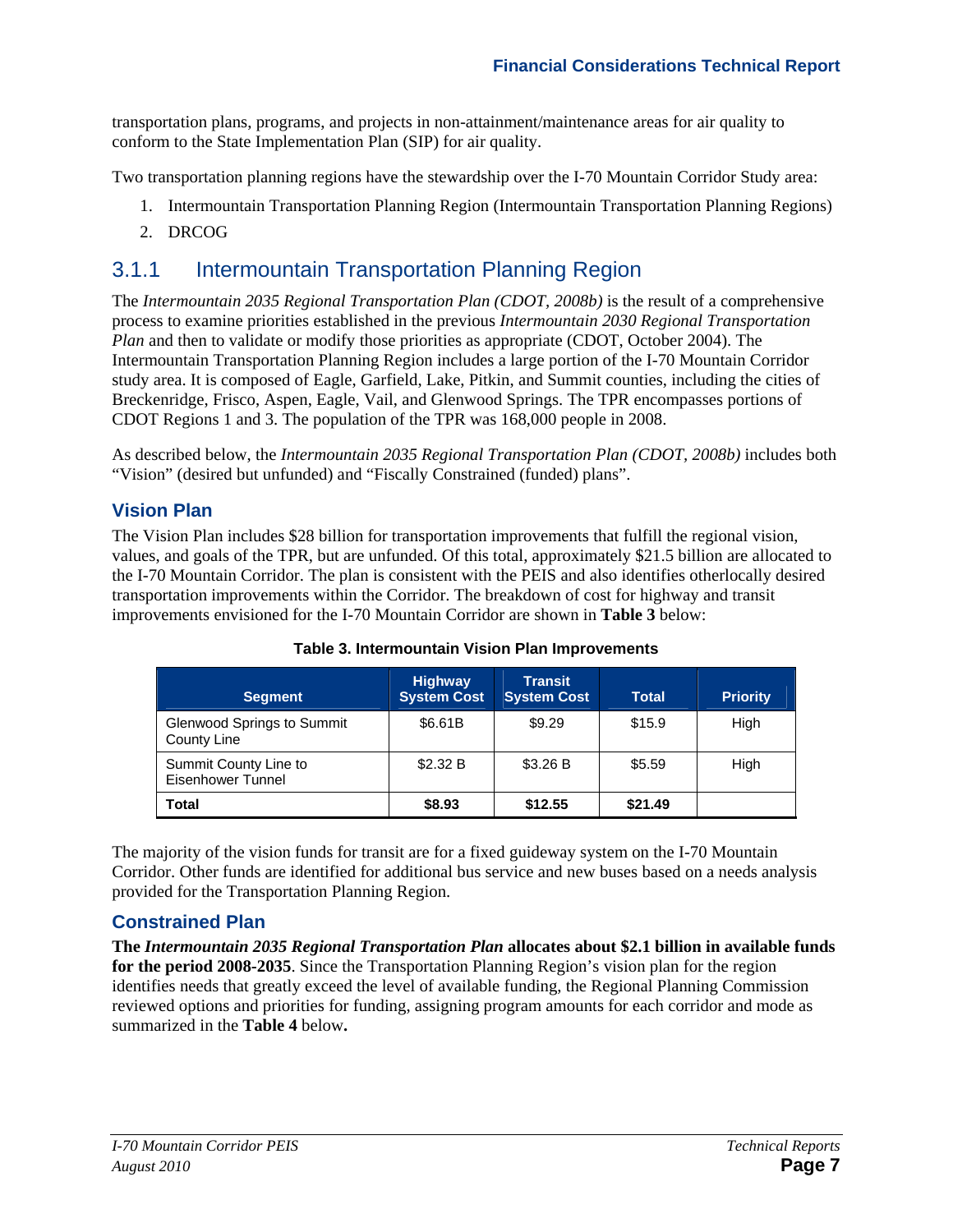transportation plans, programs, and projects in non-attainment/maintenance areas for air quality to conform to the State Implementation Plan (SIP) for air quality.

Two transportation planning regions have the stewardship over the I-70 Mountain Corridor Study area:

1. Intermountain Transportation Planning Region (Intermountain Transportation Planning Regions)
2. DRCOG

## 3.1.1 Intermountain Transportation Planning Region

The *Intermountain 2035 Regional Transportation Plan (CDOT, 2008b)* is the result of a comprehensive process to examine priorities established in the previous *Intermountain 2030 Regional Transportation Plan* and then to validate or modify those priorities as appropriate (CDOT, October 2004). The Intermountain Transportation Planning Region includes a large portion of the I-70 Mountain Corridor study area. It is composed of Eagle, Garfield, Lake, Pitkin, and Summit counties, including the cities of Breckenridge, Frisco, Aspen, Eagle, Vail, and Glenwood Springs. The TPR encompasses portions of CDOT Regions 1 and 3. The population of the TPR was 168,000 people in 2008.

As described below, the *Intermountain 2035 Regional Transportation Plan (CDOT, 2008b)* includes both "Vision" (desired but unfunded) and "Fiscally Constrained (funded) plans".

### Vision Plan

The Vision Plan includes $28 billion for transportation improvements that fulfill the regional vision, values, and goals of the TPR, but are unfunded. Of this total, approximately $21.5 billion are allocated to the I-70 Mountain Corridor. The plan is consistent with the PEIS and also identifies otherlocally desired transportation improvements within the Corridor. The breakdown of cost for highway and transit improvements envisioned for the I-70 Mountain Corridor are shown in **Table 3** below:

**Table 3. Intermountain Vision Plan Improvements**

| Segment | Highway System Cost | Transit System Cost | Total | Priority |
|---|---|---|---|---|
| Glenwood Springs to Summit County Line | $6.61B | $9.29 | $15.9 | High |
| Summit County Line to Eisenhower Tunnel | $2.32 B | $3.26 B | $5.59 | High |
| **Total** | **$8.93** | **$12.55** | **$21.49** | |

The majority of the vision funds for transit are for a fixed guideway system on the I-70 Mountain Corridor. Other funds are identified for additional bus service and new buses based on a needs analysis provided for the Transportation Planning Region.

### Constrained Plan

**The *Intermountain 2035 Regional Transportation Plan* allocates about $2.1 billion in available funds for the period 2008-2035**. Since the Transportation Planning Region's vision plan for the region identifies needs that greatly exceed the level of available funding, the Regional Planning Commission reviewed options and priorities for funding, assigning program amounts for each corridor and mode as summarized in the **Table 4** below**.**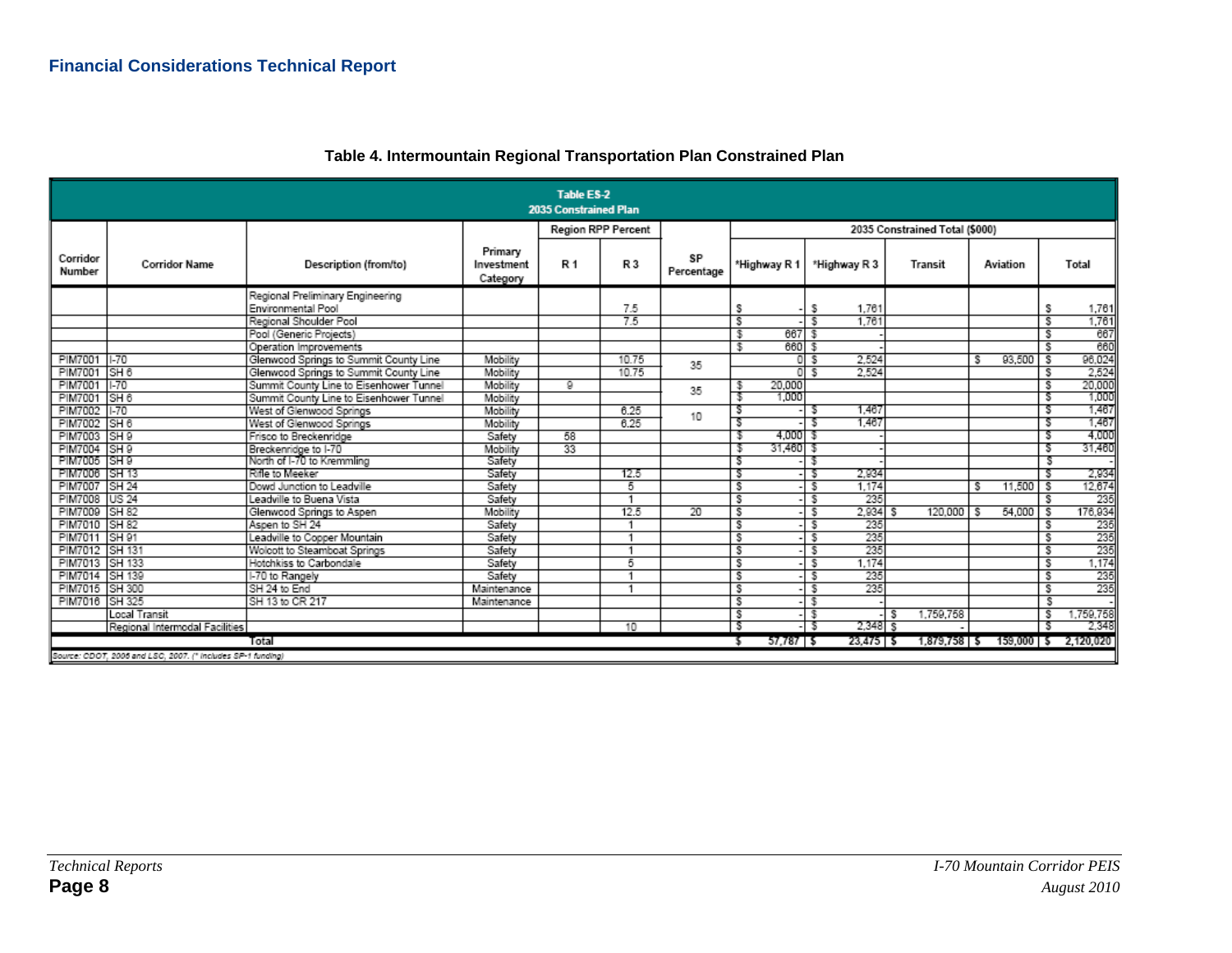## Financial Considerations Technical Report

### Table 4. Intermountain Regional Transportation Plan Constrained Plan

**Table ES-2**
**2035 Constrained Plan**

| Corridor Number | Corridor Name | Description (from/to) | Primary Investment Category | Region RPP Percent | | SP Percentage | 2035 Constrained Total ($000) | | | | |
|---|---|---|---|---|---|---|---|---|---|---|---|
| | | | | R 1 | R 3 | | *Highway R 1 | *Highway R 3 | Transit | Aviation | Total |
| | | Regional Preliminary Engineering Environmental Pool | | | 7.5 | | $ - | $ 1,761 | | | $ 1,761 |
| | | Regional Shoulder Pool | | | 7.5 | | $ - | $ 1,761 | | | $ 1,761 |
| | | Pool (Generic Projects) | | | | | $ 667 | $ - | | | $ 667 |
| | | Operation Improvements | | | | | $ 660 | $ - | | | $ 660 |
| PIM7001 | I-70 | Glenwood Springs to Summit County Line | Mobility | | 10.75 | 35 | 0 | $ 2,524 | | $ 93,500 | $ 96,024 |
| PIM7001 | SH 6 | Glenwood Springs to Summit County Line | Mobility | | 10.75 | | 0 | $ 2,524 | | | $ 2,524 |
| PIM7001 | I-70 | Summit County Line to Eisenhower Tunnel | Mobility | 9 | | 35 | $ 20,000 | | | | $ 20,000 |
| PIM7001 | SH 6 | Summit County Line to Eisenhower Tunnel | Mobility | | | | $ 1,000 | | | | $ 1,000 |
| PIM7002 | I-70 | West of Glenwood Springs | Mobility | | 6.25 | 10 | $ - | $ 1,467 | | | $ 1,467 |
| PIM7002 | SH 6 | West of Glenwood Springs | Mobility | | 6.25 | | $ - | $ 1,467 | | | $ 1,467 |
| PIM7003 | SH 9 | Frisco to Breckenridge | Safety | 58 | | | $ 4,000 | $ - | | | $ 4,000 |
| PIM7004 | SH 9 | Breckenridge to I-70 | Mobility | 33 | | | $ 31,460 | $ - | | | $ 31,460 |
| PIM7005 | SH 9 | North of I-70 to Kremmling | Safety | | | | $ - | $ - | | | $ - |
| PIM7006 | SH 13 | Rifle to Meeker | Safety | | 12.5 | | $ - | $ 2,934 | | | $ 2,934 |
| PIM7007 | SH 24 | Dowd Junction to Leadville | Safety | | 5 | | $ - | $ 1,174 | | $ 11,500 | $ 12,674 |
| PIM7008 | US 24 | Leadville to Buena Vista | Safety | | 1 | | $ - | $ 235 | | | $ 235 |
| PIM7009 | SH 82 | Glenwood Springs to Aspen | Mobility | | 12.5 | 20 | $ - | $ 2,934 | $ 120,000 | $ 54,000 | $ 176,934 |
| PIM7010 | SH 82 | Aspen to SH 24 | Safety | | 1 | | $ - | $ 235 | | | $ 235 |
| PIM7011 | SH 91 | Leadville to Copper Mountain | Safety | | 1 | | $ - | $ 235 | | | $ 235 |
| PIM7012 | SH 131 | Wolcott to Steamboat Springs | Safety | | 1 | | $ - | $ 235 | | | $ 235 |
| PIM7013 | SH 133 | Hotchkiss to Carbondale | Safety | | 5 | | $ - | $ 1,174 | | | $ 1,174 |
| PIM7014 | SH 139 | I-70 to Rangely | Safety | | 1 | | $ - | $ 235 | | | $ 235 |
| PIM7015 | SH 300 | SH 24 to End | Maintenance | | 1 | | $ - | $ 235 | | | $ 235 |
| PIM7016 | SH 325 | SH 13 to CR 217 | Maintenance | | | | $ - | $ - | | | $ - |
| | Local Transit | | | | | | $ - | $ - | $ 1,759,758 | | $ 1,759,758 |
| | Regional Intermodal Facilities | | | | 10 | | $ - | $ 2,348 | $ - | | $ 2,348 |
| | | Total | | | | | $ 57,787 | $ 23,475 | $ 1,879,758 | $ 159,000 | $ 2,120,020 |

Source: CDOT, 2006 and LSC, 2007. (* includes SP-1 funding)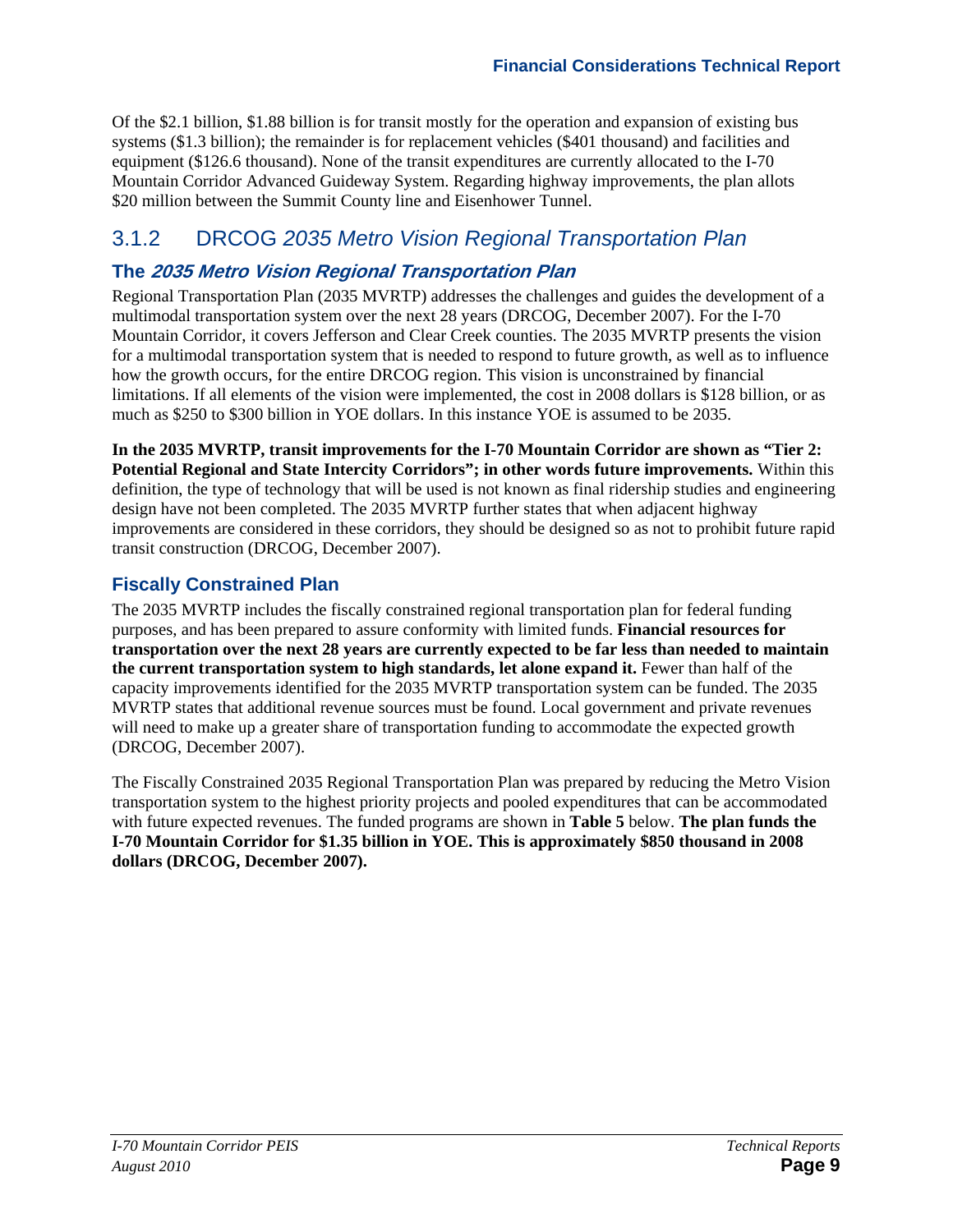Of the $2.1 billion, $1.88 billion is for transit mostly for the operation and expansion of existing bus systems ($1.3 billion); the remainder is for replacement vehicles ($401 thousand) and facilities and equipment ($126.6 thousand). None of the transit expenditures are currently allocated to the I-70 Mountain Corridor Advanced Guideway System. Regarding highway improvements, the plan allots $20 million between the Summit County line and Eisenhower Tunnel.

## 3.1.2 DRCOG *2035 Metro Vision Regional Transportation Plan*

### The *2035 Metro Vision Regional Transportation Plan*

Regional Transportation Plan (2035 MVRTP) addresses the challenges and guides the development of a multimodal transportation system over the next 28 years (DRCOG, December 2007). For the I-70 Mountain Corridor, it covers Jefferson and Clear Creek counties. The 2035 MVRTP presents the vision for a multimodal transportation system that is needed to respond to future growth, as well as to influence how the growth occurs, for the entire DRCOG region. This vision is unconstrained by financial limitations. If all elements of the vision were implemented, the cost in 2008 dollars is $128 billion, or as much as $250 to $300 billion in YOE dollars. In this instance YOE is assumed to be 2035.

**In the 2035 MVRTP, transit improvements for the I-70 Mountain Corridor are shown as "Tier 2: Potential Regional and State Intercity Corridors"; in other words future improvements.** Within this definition, the type of technology that will be used is not known as final ridership studies and engineering design have not been completed. The 2035 MVRTP further states that when adjacent highway improvements are considered in these corridors, they should be designed so as not to prohibit future rapid transit construction (DRCOG, December 2007).

### Fiscally Constrained Plan

The 2035 MVRTP includes the fiscally constrained regional transportation plan for federal funding purposes, and has been prepared to assure conformity with limited funds. **Financial resources for transportation over the next 28 years are currently expected to be far less than needed to maintain the current transportation system to high standards, let alone expand it.** Fewer than half of the capacity improvements identified for the 2035 MVRTP transportation system can be funded. The 2035 MVRTP states that additional revenue sources must be found. Local government and private revenues will need to make up a greater share of transportation funding to accommodate the expected growth (DRCOG, December 2007).

The Fiscally Constrained 2035 Regional Transportation Plan was prepared by reducing the Metro Vision transportation system to the highest priority projects and pooled expenditures that can be accommodated with future expected revenues. The funded programs are shown in **Table 5** below. **The plan funds the I-70 Mountain Corridor for $1.35 billion in YOE. This is approximately $850 thousand in 2008 dollars (DRCOG, December 2007).**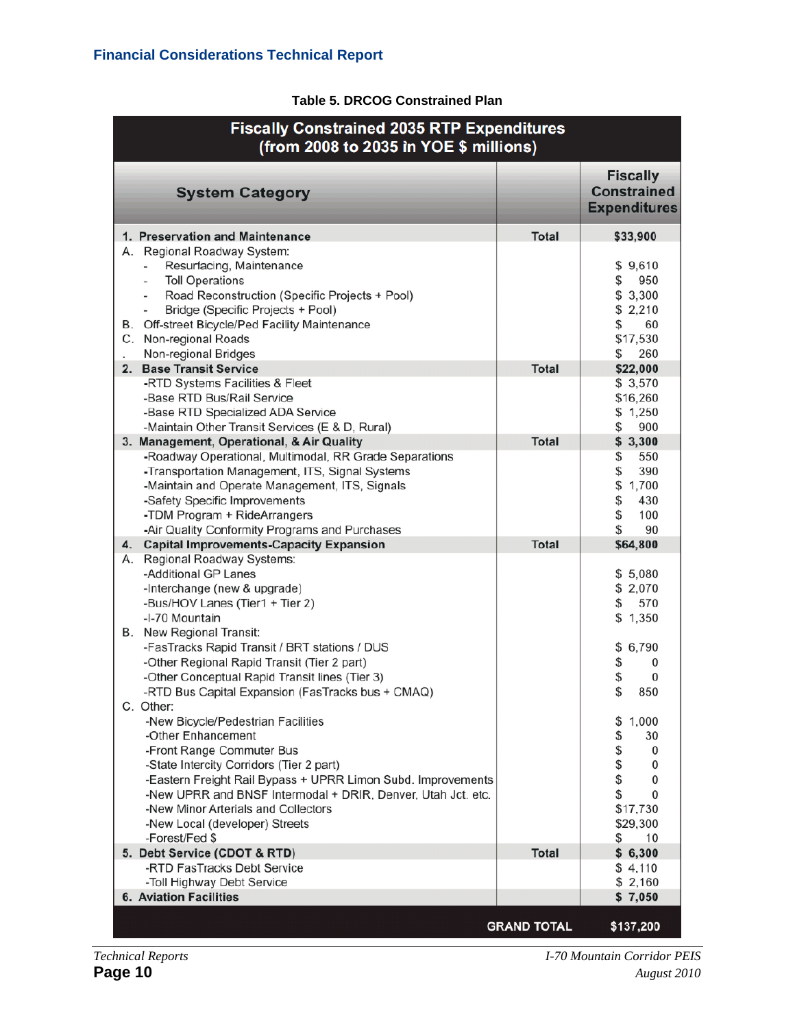**Table 5. DRCOG Constrained Plan**

| Fiscally Constrained 2035 RTP Expenditures (from 2008 to 2035 in YOE $ millions) | | |
|---|---|---|
| **System Category** | | **Fiscally Constrained Expenditures** |
| **1. Preservation and Maintenance** | **Total** | **$33,900** |
| A. Regional Roadway System: | | |
| - Resurfacing, Maintenance | | $ 9,610 |
| - Toll Operations | | $ 950 |
| - Road Reconstruction (Specific Projects + Pool) | | $ 3,300 |
| - Bridge (Specific Projects + Pool) | | $ 2,210 |
| B. Off-street Bicycle/Ped Facility Maintenance | | $ 60 |
| C. Non-regional Roads | | $17,530 |
| . Non-regional Bridges | | $ 260 |
| **2. Base Transit Service** | **Total** | **$22,000** |
| -RTD Systems Facilities & Fleet | | $ 3,570 |
| -Base RTD Bus/Rail Service | | $16,260 |
| -Base RTD Specialized ADA Service | | $ 1,250 |
| -Maintain Other Transit Services (E & D, Rural) | | $ 900 |
| **3. Management, Operational, & Air Quality** | **Total** | **$ 3,300** |
| -Roadway Operational, Multimodal, RR Grade Separations | | $ 550 |
| -Transportation Management, ITS, Signal Systems | | $ 390 |
| -Maintain and Operate Management, ITS, Signals | | $ 1,700 |
| -Safety Specific Improvements | | $ 430 |
| -TDM Program + RideArrangers | | $ 100 |
| -Air Quality Conformity Programs and Purchases | | $ 90 |
| **4. Capital Improvements-Capacity Expansion** | **Total** | **$64,800** |
| A. Regional Roadway Systems: | | |
| -Additional GP Lanes | | $ 5,080 |
| -Interchange (new & upgrade) | | $ 2,070 |
| -Bus/HOV Lanes (Tier1 + Tier 2) | | $ 570 |
| -I-70 Mountain | | $ 1,350 |
| B. New Regional Transit: | | |
| -FasTracks Rapid Transit / BRT stations / DUS | | $ 6,790 |
| -Other Regional Rapid Transit (Tier 2 part) | | $ 0 |
| -Other Conceptual Rapid Transit lines (Tier 3) | | $ 0 |
| -RTD Bus Capital Expansion (FasTracks bus + CMAQ) | | $ 850 |
| C. Other: | | |
| -New Bicycle/Pedestrian Facilities | | $ 1,000 |
| -Other Enhancement | | $ 30 |
| -Front Range Commuter Bus | | $ 0 |
| -State Intercity Corridors (Tier 2 part) | | $ 0 |
| -Eastern Freight Rail Bypass + UPRR Limon Subd. Improvements | | $ 0 |
| -New UPRR and BNSF Intermodal + DRIR, Denver, Utah Jct. etc. | | $ 0 |
| -New Minor Arterials and Collectors | | $17,730 |
| -New Local (developer) Streets | | $29,300 |
| -Forest/Fed $ | | $ 10 |
| **5. Debt Service (CDOT & RTD)** | **Total** | **$ 6,300** |
| -RTD FasTracks Debt Service | | $ 4,110 |
| -Toll Highway Debt Service | | $ 2,160 |
| **6. Aviation Facilities** | | **$ 7,050** |
| | **GRAND TOTAL** | **$137,200** |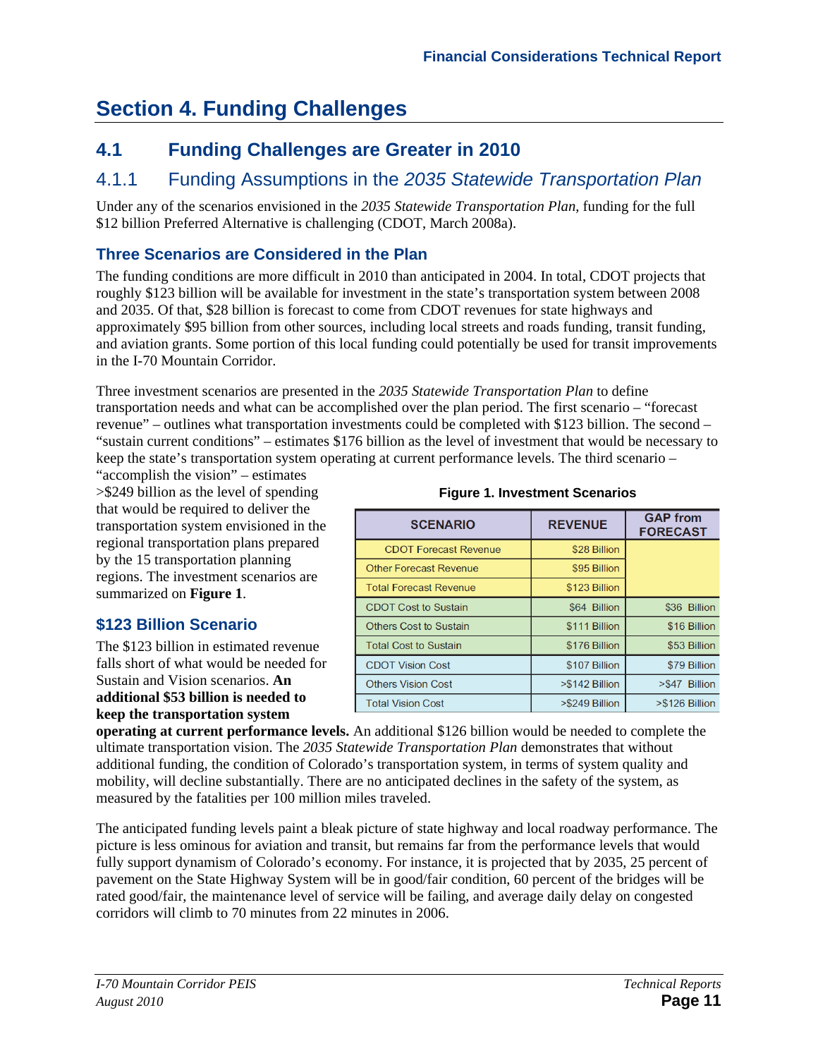# Section 4. Funding Challenges

## 4.1 Funding Challenges are Greater in 2010

### 4.1.1 Funding Assumptions in the *2035 Statewide Transportation Plan*

Under any of the scenarios envisioned in the *2035 Statewide Transportation Plan,* funding for the full $12 billion Preferred Alternative is challenging (CDOT, March 2008a).

#### Three Scenarios are Considered in the Plan

The funding conditions are more difficult in 2010 than anticipated in 2004. In total, CDOT projects that roughly $123 billion will be available for investment in the state's transportation system between 2008 and 2035. Of that, $28 billion is forecast to come from CDOT revenues for state highways and approximately $95 billion from other sources, including local streets and roads funding, transit funding, and aviation grants. Some portion of this local funding could potentially be used for transit improvements in the I-70 Mountain Corridor.

Three investment scenarios are presented in the *2035 Statewide Transportation Plan* to define transportation needs and what can be accomplished over the plan period. The first scenario – "forecast revenue" – outlines what transportation investments could be completed with $123 billion. The second – "sustain current conditions" – estimates $176 billion as the level of investment that would be necessary to keep the state's transportation system operating at current performance levels. The third scenario – "accomplish the vision" – estimates >$249 billion as the level of spending that would be required to deliver the transportation system envisioned in the regional transportation plans prepared by the 15 transportation planning regions. The investment scenarios are summarized on **Figure 1**.

**Figure 1. Investment Scenarios**

| SCENARIO | REVENUE | GAP from FORECAST |
|---|---|---|
| CDOT Forecast Revenue | $28 Billion | |
| Other Forecast Revenue | $95 Billion | |
| Total Forecast Revenue | $123 Billion | |
| CDOT Cost to Sustain | $64 Billion | $36 Billion |
| Others Cost to Sustain | $111 Billion | $16 Billion |
| Total Cost to Sustain | $176 Billion | $53 Billion |
| CDOT Vision Cost | $107 Billion | $79 Billion |
| Others Vision Cost | >$142 Billion | >$47 Billion |
| Total Vision Cost | >$249 Billion | >$126 Billion |

#### $123 Billion Scenario

The $123 billion in estimated revenue falls short of what would be needed for Sustain and Vision scenarios. **An additional $53 billion is needed to keep the transportation system operating at current performance levels.** An additional $126 billion would be needed to complete the ultimate transportation vision. The *2035 Statewide Transportation Plan* demonstrates that without additional funding, the condition of Colorado's transportation system, in terms of system quality and mobility, will decline substantially. There are no anticipated declines in the safety of the system, as measured by the fatalities per 100 million miles traveled.

The anticipated funding levels paint a bleak picture of state highway and local roadway performance. The picture is less ominous for aviation and transit, but remains far from the performance levels that would fully support dynamism of Colorado's economy. For instance, it is projected that by 2035, 25 percent of pavement on the State Highway System will be in good/fair condition, 60 percent of the bridges will be rated good/fair, the maintenance level of service will be failing, and average daily delay on congested corridors will climb to 70 minutes from 22 minutes in 2006.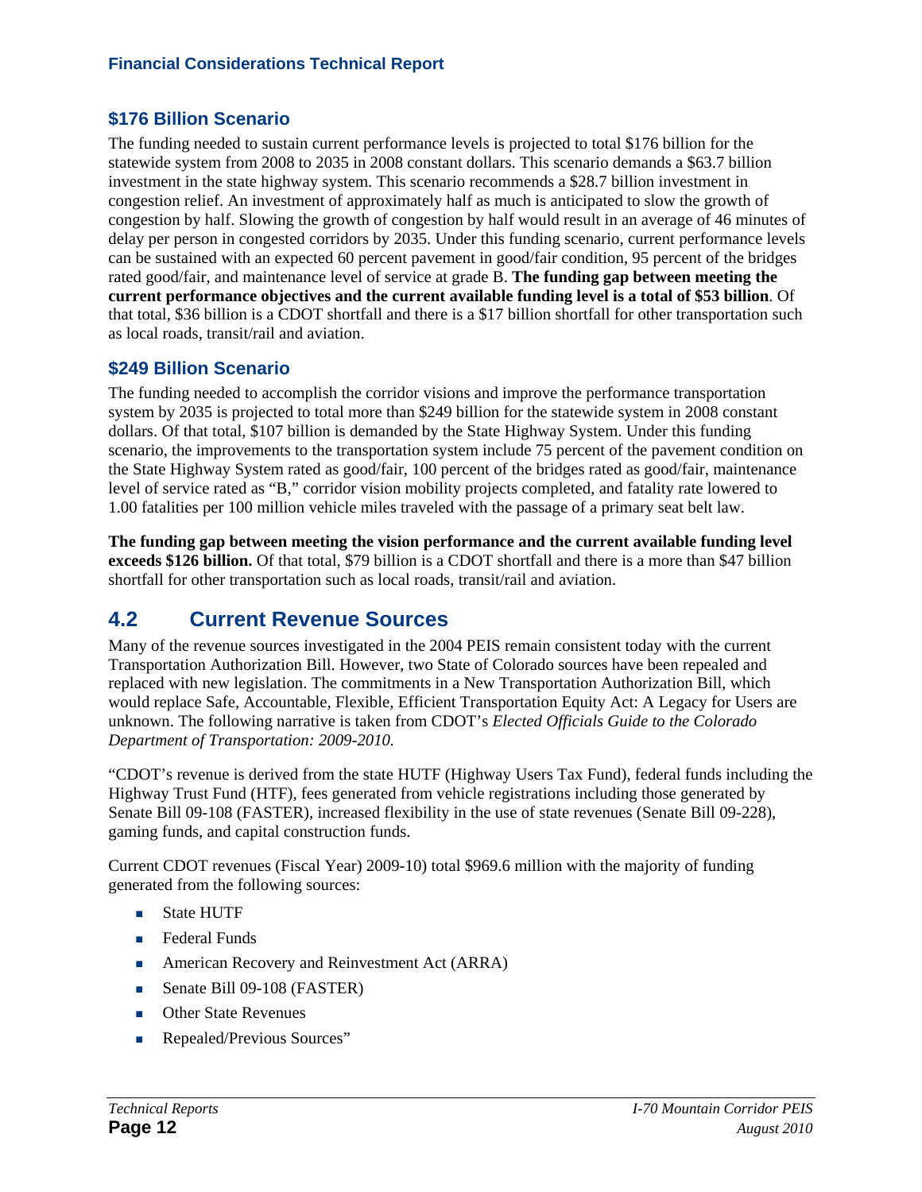### $176 Billion Scenario

The funding needed to sustain current performance levels is projected to total $176 billion for the statewide system from 2008 to 2035 in 2008 constant dollars. This scenario demands a $63.7 billion investment in the state highway system. This scenario recommends a $28.7 billion investment in congestion relief. An investment of approximately half as much is anticipated to slow the growth of congestion by half. Slowing the growth of congestion by half would result in an average of 46 minutes of delay per person in congested corridors by 2035. Under this funding scenario, current performance levels can be sustained with an expected 60 percent pavement in good/fair condition, 95 percent of the bridges rated good/fair, and maintenance level of service at grade B. **The funding gap between meeting the current performance objectives and the current available funding level is a total of $53 billion**. Of that total, $36 billion is a CDOT shortfall and there is a $17 billion shortfall for other transportation such as local roads, transit/rail and aviation.

### $249 Billion Scenario

The funding needed to accomplish the corridor visions and improve the performance transportation system by 2035 is projected to total more than $249 billion for the statewide system in 2008 constant dollars. Of that total, $107 billion is demanded by the State Highway System. Under this funding scenario, the improvements to the transportation system include 75 percent of the pavement condition on the State Highway System rated as good/fair, 100 percent of the bridges rated as good/fair, maintenance level of service rated as "B," corridor vision mobility projects completed, and fatality rate lowered to 1.00 fatalities per 100 million vehicle miles traveled with the passage of a primary seat belt law.

**The funding gap between meeting the vision performance and the current available funding level exceeds $126 billion.** Of that total, $79 billion is a CDOT shortfall and there is a more than $47 billion shortfall for other transportation such as local roads, transit/rail and aviation.

## 4.2 Current Revenue Sources

Many of the revenue sources investigated in the 2004 PEIS remain consistent today with the current Transportation Authorization Bill. However, two State of Colorado sources have been repealed and replaced with new legislation. The commitments in a New Transportation Authorization Bill, which would replace Safe, Accountable, Flexible, Efficient Transportation Equity Act: A Legacy for Users are unknown. The following narrative is taken from CDOT's *Elected Officials Guide to the Colorado Department of Transportation: 2009-2010.*

"CDOT's revenue is derived from the state HUTF (Highway Users Tax Fund), federal funds including the Highway Trust Fund (HTF), fees generated from vehicle registrations including those generated by Senate Bill 09-108 (FASTER), increased flexibility in the use of state revenues (Senate Bill 09-228), gaming funds, and capital construction funds.

Current CDOT revenues (Fiscal Year) 2009-10) total $969.6 million with the majority of funding generated from the following sources:

- State HUTF
- Federal Funds
- American Recovery and Reinvestment Act (ARRA)
- Senate Bill 09-108 (FASTER)
- Other State Revenues
- Repealed/Previous Sources"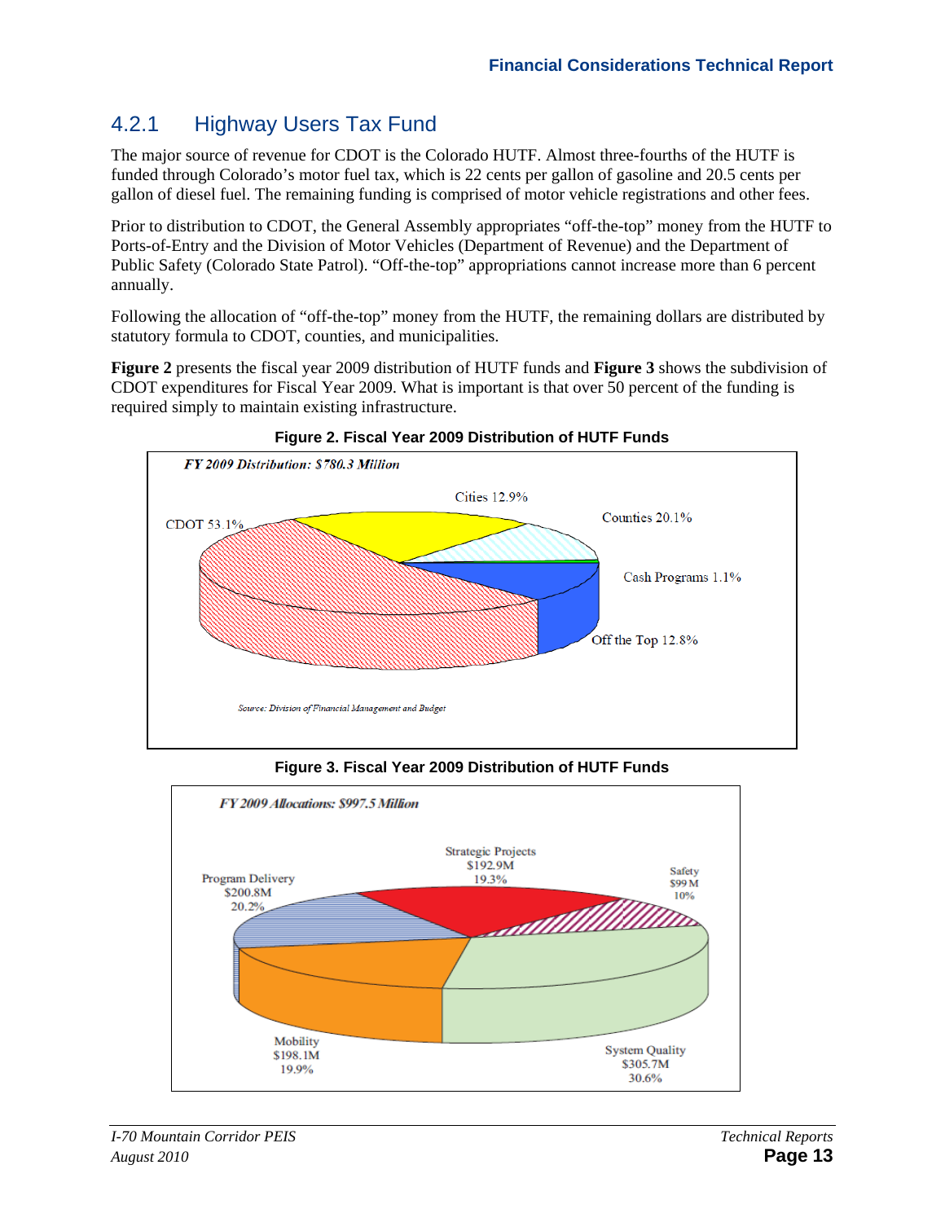### 4.2.1 Highway Users Tax Fund

The major source of revenue for CDOT is the Colorado HUTF. Almost three-fourths of the HUTF is funded through Colorado's motor fuel tax, which is 22 cents per gallon of gasoline and 20.5 cents per gallon of diesel fuel. The remaining funding is comprised of motor vehicle registrations and other fees.

Prior to distribution to CDOT, the General Assembly appropriates "off-the-top" money from the HUTF to Ports-of-Entry and the Division of Motor Vehicles (Department of Revenue) and the Department of Public Safety (Colorado State Patrol). "Off-the-top" appropriations cannot increase more than 6 percent annually.

Following the allocation of "off-the-top" money from the HUTF, the remaining dollars are distributed by statutory formula to CDOT, counties, and municipalities.

**Figure 2** presents the fiscal year 2009 distribution of HUTF funds and **Figure 3** shows the subdivision of CDOT expenditures for Fiscal Year 2009. What is important is that over 50 percent of the funding is required simply to maintain existing infrastructure.

**Figure 2. Fiscal Year 2009 Distribution of HUTF Funds**

*FY 2009 Distribution: $780.3 Million*

CDOT 53.1%, Cities 12.9%, Counties 20.1%, Cash Programs 1.1%, Off the Top 12.8%

*Source: Division of Financial Management and Budget*

**Figure 3. Fiscal Year 2009 Distribution of HUTF Funds**

*FY 2009 Allocations: $997.5 Million*

Program Delivery $200.8M 20.2%, Strategic Projects $192.9M 19.3%, Safety $99 M 10%, System Quality $305.7M 30.6%, Mobility $198.1M 19.9%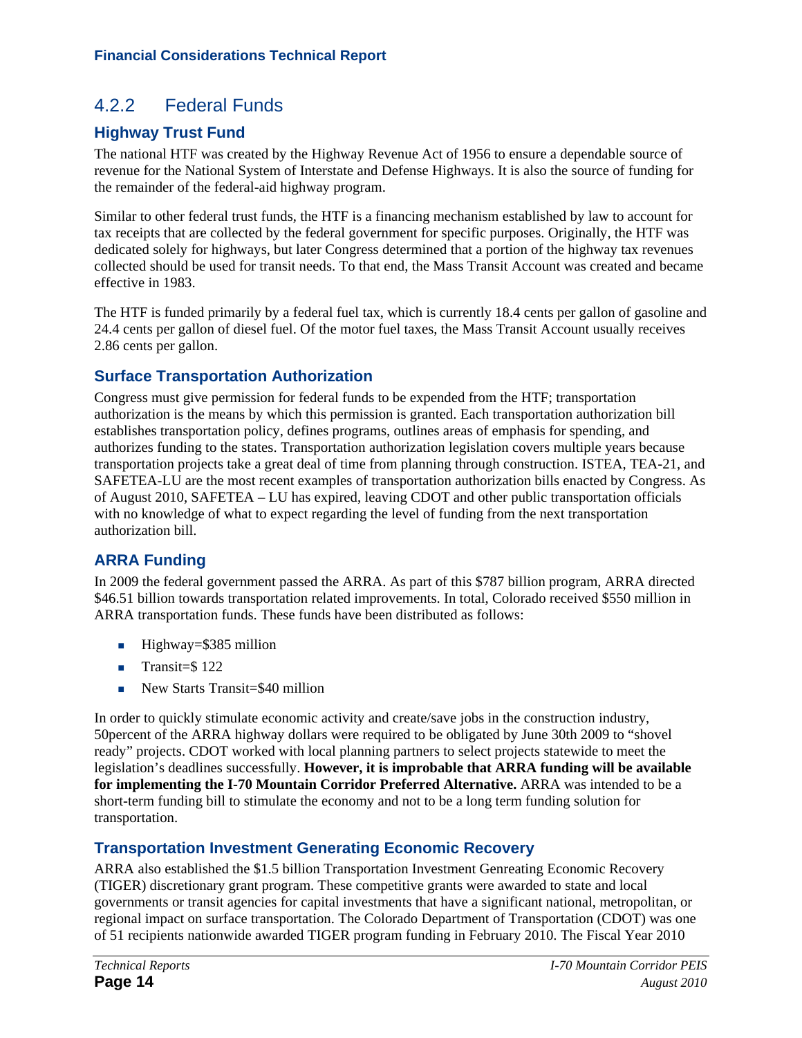## 4.2.2 Federal Funds

### Highway Trust Fund

The national HTF was created by the Highway Revenue Act of 1956 to ensure a dependable source of revenue for the National System of Interstate and Defense Highways. It is also the source of funding for the remainder of the federal-aid highway program.

Similar to other federal trust funds, the HTF is a financing mechanism established by law to account for tax receipts that are collected by the federal government for specific purposes. Originally, the HTF was dedicated solely for highways, but later Congress determined that a portion of the highway tax revenues collected should be used for transit needs. To that end, the Mass Transit Account was created and became effective in 1983.

The HTF is funded primarily by a federal fuel tax, which is currently 18.4 cents per gallon of gasoline and 24.4 cents per gallon of diesel fuel. Of the motor fuel taxes, the Mass Transit Account usually receives 2.86 cents per gallon.

### Surface Transportation Authorization

Congress must give permission for federal funds to be expended from the HTF; transportation authorization is the means by which this permission is granted. Each transportation authorization bill establishes transportation policy, defines programs, outlines areas of emphasis for spending, and authorizes funding to the states. Transportation authorization legislation covers multiple years because transportation projects take a great deal of time from planning through construction. ISTEA, TEA-21, and SAFETEA-LU are the most recent examples of transportation authorization bills enacted by Congress. As of August 2010, SAFETEA – LU has expired, leaving CDOT and other public transportation officials with no knowledge of what to expect regarding the level of funding from the next transportation authorization bill.

### ARRA Funding

In 2009 the federal government passed the ARRA. As part of this $787 billion program, ARRA directed $46.51 billion towards transportation related improvements. In total, Colorado received $550 million in ARRA transportation funds. These funds have been distributed as follows:

- Highway=$385 million
- Transit=$ 122
- New Starts Transit=$40 million

In order to quickly stimulate economic activity and create/save jobs in the construction industry, 50percent of the ARRA highway dollars were required to be obligated by June 30th 2009 to "shovel ready" projects. CDOT worked with local planning partners to select projects statewide to meet the legislation's deadlines successfully. **However, it is improbable that ARRA funding will be available for implementing the I-70 Mountain Corridor Preferred Alternative.** ARRA was intended to be a short-term funding bill to stimulate the economy and not to be a long term funding solution for transportation.

### Transportation Investment Generating Economic Recovery

ARRA also established the $1.5 billion Transportation Investment Genreating Economic Recovery (TIGER) discretionary grant program. These competitive grants were awarded to state and local governments or transit agencies for capital investments that have a significant national, metropolitan, or regional impact on surface transportation. The Colorado Department of Transportation (CDOT) was one of 51 recipients nationwide awarded TIGER program funding in February 2010. The Fiscal Year 2010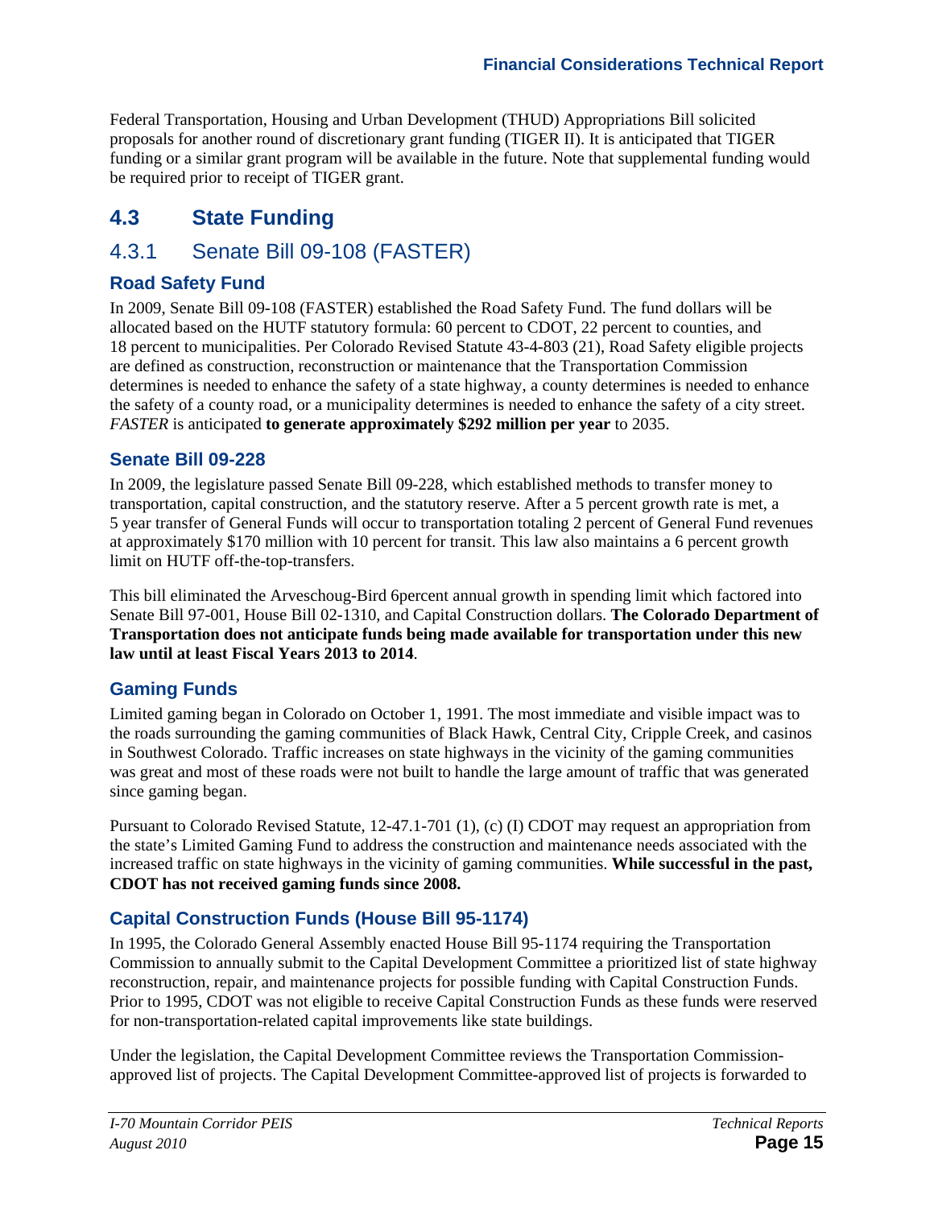Federal Transportation, Housing and Urban Development (THUD) Appropriations Bill solicited proposals for another round of discretionary grant funding (TIGER II). It is anticipated that TIGER funding or a similar grant program will be available in the future. Note that supplemental funding would be required prior to receipt of TIGER grant.

## 4.3 State Funding

### 4.3.1 Senate Bill 09-108 (FASTER)

#### Road Safety Fund

In 2009, Senate Bill 09-108 (FASTER) established the Road Safety Fund. The fund dollars will be allocated based on the HUTF statutory formula: 60 percent to CDOT, 22 percent to counties, and 18 percent to municipalities. Per Colorado Revised Statute 43-4-803 (21), Road Safety eligible projects are defined as construction, reconstruction or maintenance that the Transportation Commission determines is needed to enhance the safety of a state highway, a county determines is needed to enhance the safety of a county road, or a municipality determines is needed to enhance the safety of a city street. *FASTER* is anticipated **to generate approximately $292 million per year** to 2035.

#### Senate Bill 09-228

In 2009, the legislature passed Senate Bill 09-228, which established methods to transfer money to transportation, capital construction, and the statutory reserve. After a 5 percent growth rate is met, a 5 year transfer of General Funds will occur to transportation totaling 2 percent of General Fund revenues at approximately $170 million with 10 percent for transit. This law also maintains a 6 percent growth limit on HUTF off-the-top-transfers.

This bill eliminated the Arveschoug-Bird 6percent annual growth in spending limit which factored into Senate Bill 97-001, House Bill 02-1310, and Capital Construction dollars. **The Colorado Department of Transportation does not anticipate funds being made available for transportation under this new law until at least Fiscal Years 2013 to 2014**.

#### Gaming Funds

Limited gaming began in Colorado on October 1, 1991. The most immediate and visible impact was to the roads surrounding the gaming communities of Black Hawk, Central City, Cripple Creek, and casinos in Southwest Colorado. Traffic increases on state highways in the vicinity of the gaming communities was great and most of these roads were not built to handle the large amount of traffic that was generated since gaming began.

Pursuant to Colorado Revised Statute, 12-47.1-701 (1), (c) (I) CDOT may request an appropriation from the state's Limited Gaming Fund to address the construction and maintenance needs associated with the increased traffic on state highways in the vicinity of gaming communities. **While successful in the past, CDOT has not received gaming funds since 2008.**

#### Capital Construction Funds (House Bill 95-1174)

In 1995, the Colorado General Assembly enacted House Bill 95-1174 requiring the Transportation Commission to annually submit to the Capital Development Committee a prioritized list of state highway reconstruction, repair, and maintenance projects for possible funding with Capital Construction Funds. Prior to 1995, CDOT was not eligible to receive Capital Construction Funds as these funds were reserved for non-transportation-related capital improvements like state buildings.

Under the legislation, the Capital Development Committee reviews the Transportation Commission-approved list of projects. The Capital Development Committee-approved list of projects is forwarded to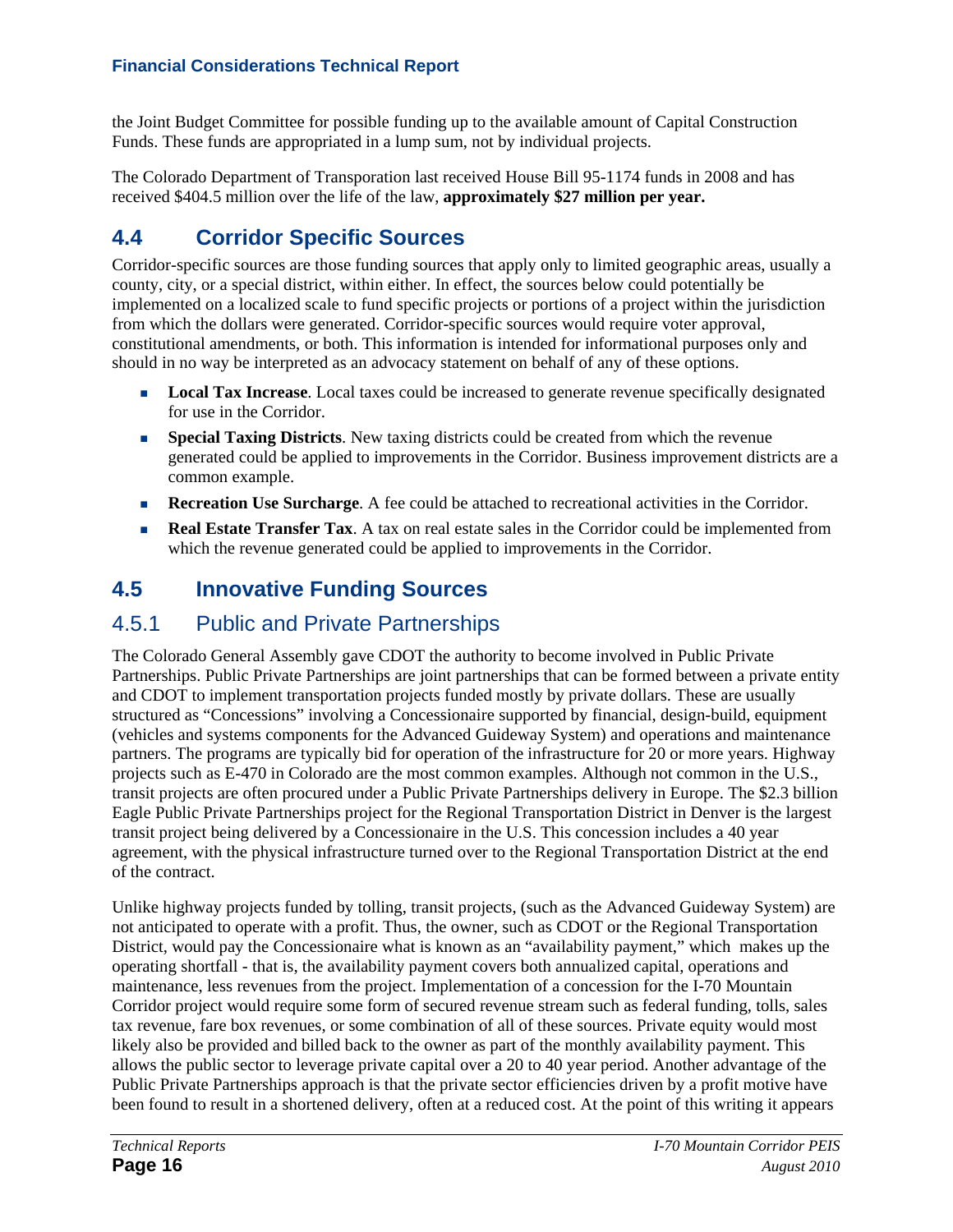the Joint Budget Committee for possible funding up to the available amount of Capital Construction Funds. These funds are appropriated in a lump sum, not by individual projects.

The Colorado Department of Transporation last received House Bill 95-1174 funds in 2008 and has received $404.5 million over the life of the law, **approximately $27 million per year.**

## 4.4 Corridor Specific Sources

Corridor-specific sources are those funding sources that apply only to limited geographic areas, usually a county, city, or a special district, within either. In effect, the sources below could potentially be implemented on a localized scale to fund specific projects or portions of a project within the jurisdiction from which the dollars were generated. Corridor-specific sources would require voter approval, constitutional amendments, or both. This information is intended for informational purposes only and should in no way be interpreted as an advocacy statement on behalf of any of these options.

- **Local Tax Increase**. Local taxes could be increased to generate revenue specifically designated for use in the Corridor.
- **Special Taxing Districts**. New taxing districts could be created from which the revenue generated could be applied to improvements in the Corridor. Business improvement districts are a common example.
- **Recreation Use Surcharge**. A fee could be attached to recreational activities in the Corridor.
- **Real Estate Transfer Tax**. A tax on real estate sales in the Corridor could be implemented from which the revenue generated could be applied to improvements in the Corridor.

## 4.5 Innovative Funding Sources

### 4.5.1 Public and Private Partnerships

The Colorado General Assembly gave CDOT the authority to become involved in Public Private Partnerships. Public Private Partnerships are joint partnerships that can be formed between a private entity and CDOT to implement transportation projects funded mostly by private dollars. These are usually structured as "Concessions" involving a Concessionaire supported by financial, design-build, equipment (vehicles and systems components for the Advanced Guideway System) and operations and maintenance partners. The programs are typically bid for operation of the infrastructure for 20 or more years. Highway projects such as E-470 in Colorado are the most common examples. Although not common in the U.S., transit projects are often procured under a Public Private Partnerships delivery in Europe. The $2.3 billion Eagle Public Private Partnerships project for the Regional Transportation District in Denver is the largest transit project being delivered by a Concessionaire in the U.S. This concession includes a 40 year agreement, with the physical infrastructure turned over to the Regional Transportation District at the end of the contract.

Unlike highway projects funded by tolling, transit projects, (such as the Advanced Guideway System) are not anticipated to operate with a profit. Thus, the owner, such as CDOT or the Regional Transportation District, would pay the Concessionaire what is known as an "availability payment," which makes up the operating shortfall - that is, the availability payment covers both annualized capital, operations and maintenance, less revenues from the project. Implementation of a concession for the I-70 Mountain Corridor project would require some form of secured revenue stream such as federal funding, tolls, sales tax revenue, fare box revenues, or some combination of all of these sources. Private equity would most likely also be provided and billed back to the owner as part of the monthly availability payment. This allows the public sector to leverage private capital over a 20 to 40 year period. Another advantage of the Public Private Partnerships approach is that the private sector efficiencies driven by a profit motive have been found to result in a shortened delivery, often at a reduced cost. At the point of this writing it appears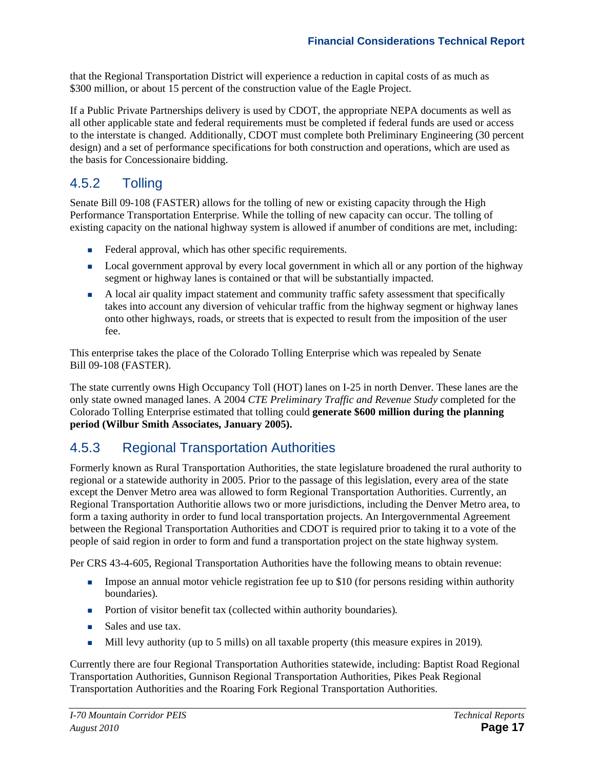that the Regional Transportation District will experience a reduction in capital costs of as much as $300 million, or about 15 percent of the construction value of the Eagle Project.

If a Public Private Partnerships delivery is used by CDOT, the appropriate NEPA documents as well as all other applicable state and federal requirements must be completed if federal funds are used or access to the interstate is changed. Additionally, CDOT must complete both Preliminary Engineering (30 percent design) and a set of performance specifications for both construction and operations, which are used as the basis for Concessionaire bidding.

### 4.5.2 Tolling

Senate Bill 09-108 (FASTER) allows for the tolling of new or existing capacity through the High Performance Transportation Enterprise. While the tolling of new capacity can occur. The tolling of existing capacity on the national highway system is allowed if anumber of conditions are met, including:

- Federal approval, which has other specific requirements.
- Local government approval by every local government in which all or any portion of the highway segment or highway lanes is contained or that will be substantially impacted.
- A local air quality impact statement and community traffic safety assessment that specifically takes into account any diversion of vehicular traffic from the highway segment or highway lanes onto other highways, roads, or streets that is expected to result from the imposition of the user fee.

This enterprise takes the place of the Colorado Tolling Enterprise which was repealed by Senate Bill 09-108 (FASTER).

The state currently owns High Occupancy Toll (HOT) lanes on I-25 in north Denver. These lanes are the only state owned managed lanes. A 2004 *CTE Preliminary Traffic and Revenue Study* completed for the Colorado Tolling Enterprise estimated that tolling could **generate $600 million during the planning period (Wilbur Smith Associates, January 2005).**

### 4.5.3 Regional Transportation Authorities

Formerly known as Rural Transportation Authorities, the state legislature broadened the rural authority to regional or a statewide authority in 2005. Prior to the passage of this legislation, every area of the state except the Denver Metro area was allowed to form Regional Transportation Authorities. Currently, an Regional Transportation Authoritie allows two or more jurisdictions, including the Denver Metro area, to form a taxing authority in order to fund local transportation projects. An Intergovernmental Agreement between the Regional Transportation Authorities and CDOT is required prior to taking it to a vote of the people of said region in order to form and fund a transportation project on the state highway system.

Per CRS 43-4-605, Regional Transportation Authorities have the following means to obtain revenue:

- Impose an annual motor vehicle registration fee up to $10 (for persons residing within authority boundaries).
- Portion of visitor benefit tax (collected within authority boundaries).
- Sales and use tax.
- Mill levy authority (up to 5 mills) on all taxable property (this measure expires in 2019).

Currently there are four Regional Transportation Authorities statewide, including: Baptist Road Regional Transportation Authorities, Gunnison Regional Transportation Authorities, Pikes Peak Regional Transportation Authorities and the Roaring Fork Regional Transportation Authorities.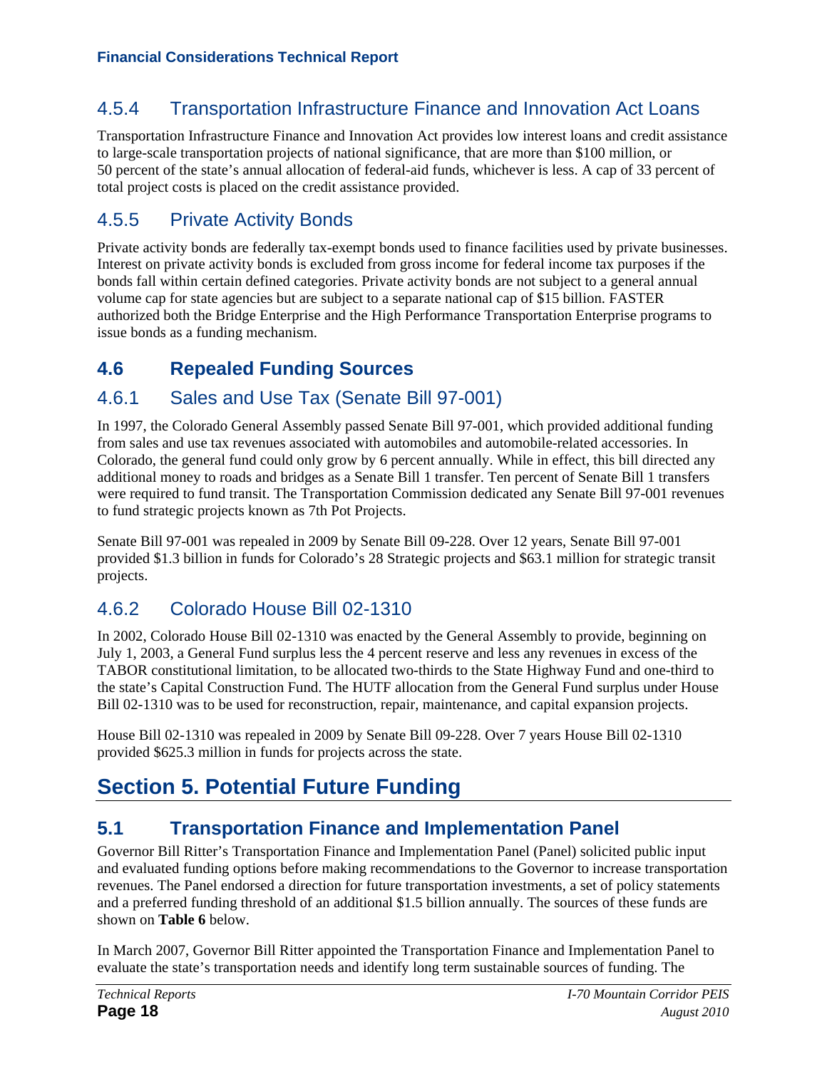### 4.5.4 Transportation Infrastructure Finance and Innovation Act Loans

Transportation Infrastructure Finance and Innovation Act provides low interest loans and credit assistance to large-scale transportation projects of national significance, that are more than $100 million, or 50 percent of the state's annual allocation of federal-aid funds, whichever is less. A cap of 33 percent of total project costs is placed on the credit assistance provided.

### 4.5.5 Private Activity Bonds

Private activity bonds are federally tax-exempt bonds used to finance facilities used by private businesses. Interest on private activity bonds is excluded from gross income for federal income tax purposes if the bonds fall within certain defined categories. Private activity bonds are not subject to a general annual volume cap for state agencies but are subject to a separate national cap of $15 billion. FASTER authorized both the Bridge Enterprise and the High Performance Transportation Enterprise programs to issue bonds as a funding mechanism.

## 4.6 Repealed Funding Sources

### 4.6.1 Sales and Use Tax (Senate Bill 97-001)

In 1997, the Colorado General Assembly passed Senate Bill 97-001, which provided additional funding from sales and use tax revenues associated with automobiles and automobile-related accessories. In Colorado, the general fund could only grow by 6 percent annually. While in effect, this bill directed any additional money to roads and bridges as a Senate Bill 1 transfer. Ten percent of Senate Bill 1 transfers were required to fund transit. The Transportation Commission dedicated any Senate Bill 97-001 revenues to fund strategic projects known as 7th Pot Projects.

Senate Bill 97-001 was repealed in 2009 by Senate Bill 09-228. Over 12 years, Senate Bill 97-001 provided $1.3 billion in funds for Colorado's 28 Strategic projects and $63.1 million for strategic transit projects.

### 4.6.2 Colorado House Bill 02-1310

In 2002, Colorado House Bill 02-1310 was enacted by the General Assembly to provide, beginning on July 1, 2003, a General Fund surplus less the 4 percent reserve and less any revenues in excess of the TABOR constitutional limitation, to be allocated two-thirds to the State Highway Fund and one-third to the state's Capital Construction Fund. The HUTF allocation from the General Fund surplus under House Bill 02-1310 was to be used for reconstruction, repair, maintenance, and capital expansion projects.

House Bill 02-1310 was repealed in 2009 by Senate Bill 09-228. Over 7 years House Bill 02-1310 provided $625.3 million in funds for projects across the state.

# Section 5. Potential Future Funding

## 5.1 Transportation Finance and Implementation Panel

Governor Bill Ritter's Transportation Finance and Implementation Panel (Panel) solicited public input and evaluated funding options before making recommendations to the Governor to increase transportation revenues. The Panel endorsed a direction for future transportation investments, a set of policy statements and a preferred funding threshold of an additional $1.5 billion annually. The sources of these funds are shown on **Table 6** below.

In March 2007, Governor Bill Ritter appointed the Transportation Finance and Implementation Panel to evaluate the state's transportation needs and identify long term sustainable sources of funding. The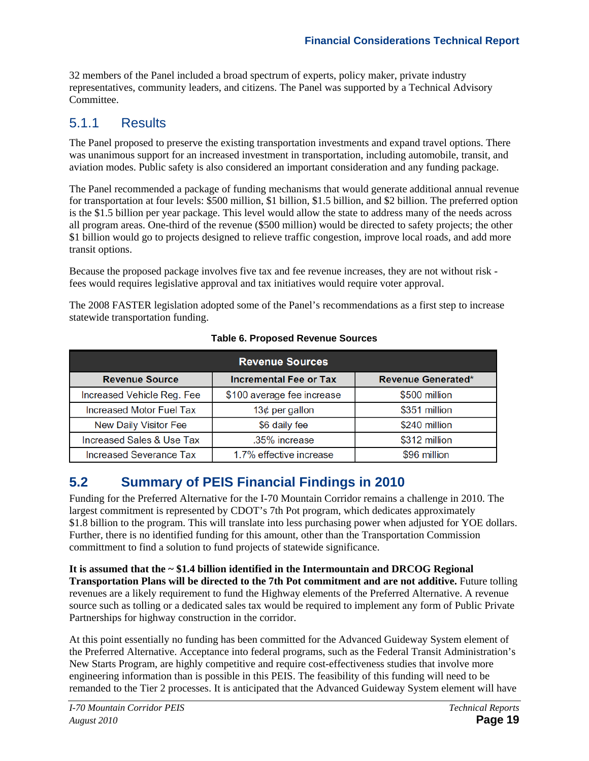32 members of the Panel included a broad spectrum of experts, policy maker, private industry representatives, community leaders, and citizens. The Panel was supported by a Technical Advisory Committee.

### 5.1.1 Results

The Panel proposed to preserve the existing transportation investments and expand travel options. There was unanimous support for an increased investment in transportation, including automobile, transit, and aviation modes. Public safety is also considered an important consideration and any funding package.

The Panel recommended a package of funding mechanisms that would generate additional annual revenue for transportation at four levels: $500 million, $1 billion, $1.5 billion, and $2 billion. The preferred option is the $1.5 billion per year package. This level would allow the state to address many of the needs across all program areas. One-third of the revenue ($500 million) would be directed to safety projects; the other $1 billion would go to projects designed to relieve traffic congestion, improve local roads, and add more transit options.

Because the proposed package involves five tax and fee revenue increases, they are not without risk - fees would requires legislative approval and tax initiatives would require voter approval.

The 2008 FASTER legislation adopted some of the Panel's recommendations as a first step to increase statewide transportation funding.

**Table 6. Proposed Revenue Sources**

| Revenue Sources | | |
|---|---|---|
| **Revenue Source** | **Incremental Fee or Tax** | **Revenue Generated*** |
| Increased Vehicle Reg. Fee | $100 average fee increase | $500 million |
| Increased Motor Fuel Tax | 13¢ per gallon | $351 million |
| New Daily Visitor Fee | $6 daily fee | $240 million |
| Increased Sales & Use Tax | .35% increase | $312 million |
| Increased Severance Tax | 1.7% effective increase | $96 million |

## 5.2 Summary of PEIS Financial Findings in 2010

Funding for the Preferred Alternative for the I-70 Mountain Corridor remains a challenge in 2010. The largest commitment is represented by CDOT's 7th Pot program, which dedicates approximately $1.8 billion to the program. This will translate into less purchasing power when adjusted for YOE dollars. Further, there is no identified funding for this amount, other than the Transportation Commission committment to find a solution to fund projects of statewide significance.

**It is assumed that the ~ $1.4 billion identified in the Intermountain and DRCOG Regional Transportation Plans will be directed to the 7th Pot commitment and are not additive.** Future tolling revenues are a likely requirement to fund the Highway elements of the Preferred Alternative. A revenue source such as tolling or a dedicated sales tax would be required to implement any form of Public Private Partnerships for highway construction in the corridor.

At this point essentially no funding has been committed for the Advanced Guideway System element of the Preferred Alternative. Acceptance into federal programs, such as the Federal Transit Administration's New Starts Program, are highly competitive and require cost-effectiveness studies that involve more engineering information than is possible in this PEIS. The feasibility of this funding will need to be remanded to the Tier 2 processes. It is anticipated that the Advanced Guideway System element will have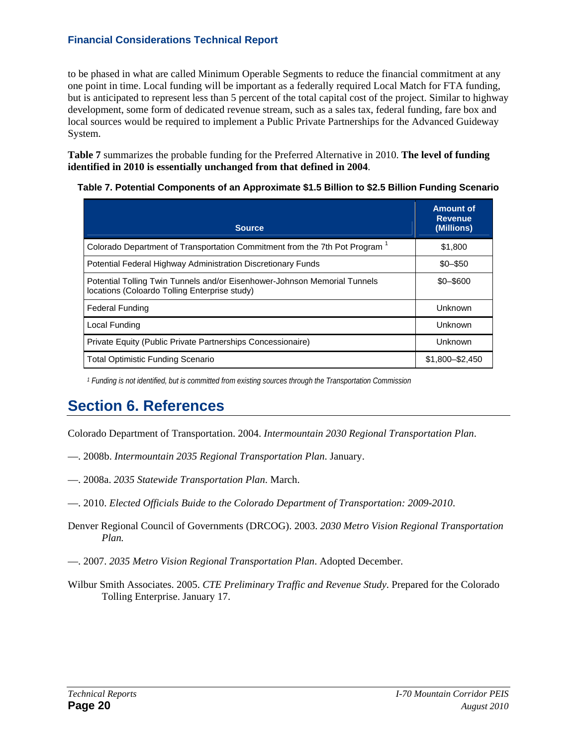to be phased in what are called Minimum Operable Segments to reduce the financial commitment at any one point in time. Local funding will be important as a federally required Local Match for FTA funding, but is anticipated to represent less than 5 percent of the total capital cost of the project. Similar to highway development, some form of dedicated revenue stream, such as a sales tax, federal funding, fare box and local sources would be required to implement a Public Private Partnerships for the Advanced Guideway System.

**Table 7** summarizes the probable funding for the Preferred Alternative in 2010. **The level of funding identified in 2010 is essentially unchanged from that defined in 2004**.

**Table 7. Potential Components of an Approximate $1.5 Billion to $2.5 Billion Funding Scenario**

| Source | Amount of Revenue (Millions) |
|---|---|
| Colorado Department of Transportation Commitment from the 7th Pot Program [1] | $1,800 |
| Potential Federal Highway Administration Discretionary Funds | $0–$50 |
| Potential Tolling Twin Tunnels and/or Eisenhower-Johnson Memorial Tunnels locations (Coloardo Tolling Enterprise study) | $0–$600 |
| Federal Funding | Unknown |
| Local Funding | Unknown |
| Private Equity (Public Private Partnerships Concessionaire) | Unknown |
| Total Optimistic Funding Scenario | $1,800–$2,450 |

*[1] Funding is not identified, but is committed from existing sources through the Transportation Commission*

# Section 6. References

Colorado Department of Transportation. 2004. *Intermountain 2030 Regional Transportation Plan*.

—. 2008b. *Intermountain 2035 Regional Transportation Plan*. January.

—. 2008a. *2035 Statewide Transportation Plan*. March.

—. 2010. *Elected Officials Buide to the Colorado Department of Transportation: 2009-2010*.

Denver Regional Council of Governments (DRCOG). 2003. *2030 Metro Vision Regional Transportation Plan.*

—. 2007. *2035 Metro Vision Regional Transportation Plan*. Adopted December.

Wilbur Smith Associates. 2005. *CTE Preliminary Traffic and Revenue Study*. Prepared for the Colorado Tolling Enterprise. January 17.